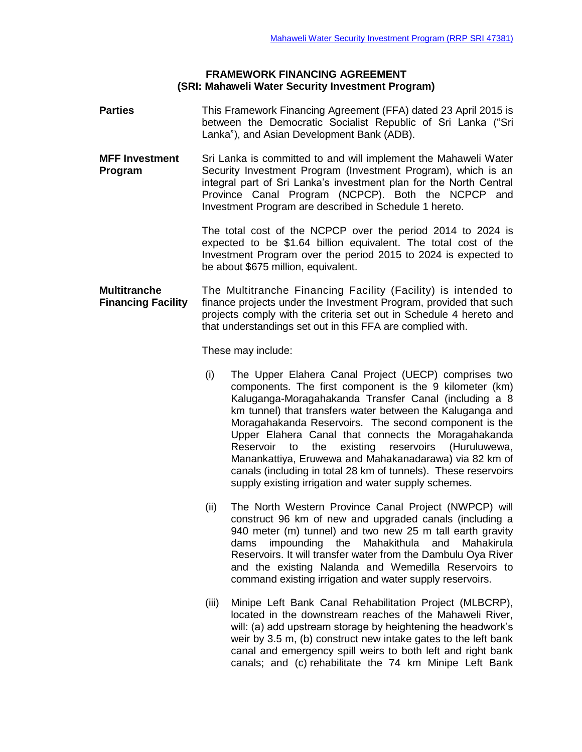# FRAMEWORK FINANCING AGREEMENT
## (SRI: Mahaweli Water Security Investment Program)

**Parties**

This Framework Financing Agreement (FFA) dated 23 April 2015 is between the Democratic Socialist Republic of Sri Lanka ("Sri Lanka"), and Asian Development Bank (ADB).

**MFF Investment Program**

Sri Lanka is committed to and will implement the Mahaweli Water Security Investment Program (Investment Program), which is an integral part of Sri Lanka's investment plan for the North Central Province Canal Program (NCPCP). Both the NCPCP and Investment Program are described in Schedule 1 hereto.

The total cost of the NCPCP over the period 2014 to 2024 is expected to be \$1.64 billion equivalent. The total cost of the Investment Program over the period 2015 to 2024 is expected to be about \$675 million, equivalent.

**Multitranche Financing Facility**

The Multitranche Financing Facility (Facility) is intended to finance projects under the Investment Program, provided that such projects comply with the criteria set out in Schedule 4 hereto and that understandings set out in this FFA are complied with.

These may include:

(i) The Upper Elahera Canal Project (UECP) comprises two components. The first component is the 9 kilometer (km) Kaluganga-Moragahakanda Transfer Canal (including a 8 km tunnel) that transfers water between the Kaluganga and Moragahakanda Reservoirs. The second component is the Upper Elahera Canal that connects the Moragahakanda Reservoir to the existing reservoirs (Huruluwewa, Manankattiya, Eruwewa and Mahakanadarawa) via 82 km of canals (including in total 28 km of tunnels). These reservoirs supply existing irrigation and water supply schemes.

(ii) The North Western Province Canal Project (NWPCP) will construct 96 km of new and upgraded canals (including a 940 meter (m) tunnel) and two new 25 m tall earth gravity dams impounding the Mahakithula and Mahakirula Reservoirs. It will transfer water from the Dambulu Oya River and the existing Nalanda and Wemedilla Reservoirs to command existing irrigation and water supply reservoirs.

(iii) Minipe Left Bank Canal Rehabilitation Project (MLBCRP), located in the downstream reaches of the Mahaweli River, will: (a) add upstream storage by heightening the headwork's weir by 3.5 m, (b) construct new intake gates to the left bank canal and emergency spill weirs to both left and right bank canals; and (c) rehabilitate the 74 km Minipe Left Bank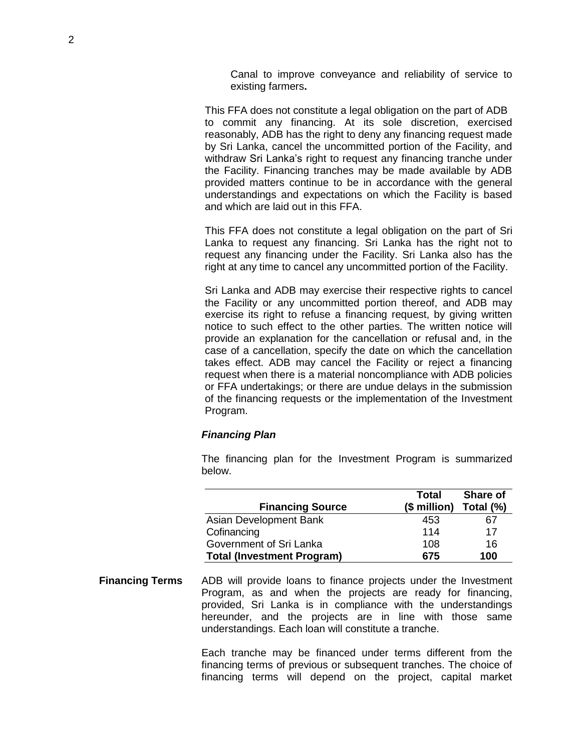Canal to improve conveyance and reliability of service to existing farmers**.**

This FFA does not constitute a legal obligation on the part of ADB to commit any financing. At its sole discretion, exercised reasonably, ADB has the right to deny any financing request made by Sri Lanka, cancel the uncommitted portion of the Facility, and withdraw Sri Lanka's right to request any financing tranche under the Facility. Financing tranches may be made available by ADB provided matters continue to be in accordance with the general understandings and expectations on which the Facility is based and which are laid out in this FFA.

This FFA does not constitute a legal obligation on the part of Sri Lanka to request any financing. Sri Lanka has the right not to request any financing under the Facility. Sri Lanka also has the right at any time to cancel any uncommitted portion of the Facility.

Sri Lanka and ADB may exercise their respective rights to cancel the Facility or any uncommitted portion thereof, and ADB may exercise its right to refuse a financing request, by giving written notice to such effect to the other parties. The written notice will provide an explanation for the cancellation or refusal and, in the case of a cancellation, specify the date on which the cancellation takes effect. ADB may cancel the Facility or reject a financing request when there is a material noncompliance with ADB policies or FFA undertakings; or there are undue delays in the submission of the financing requests or the implementation of the Investment Program.

***Financing Plan***

The financing plan for the Investment Program is summarized below.

| Financing Source | Total ($ million) | Share of Total (%) |
|---|---|---|
| Asian Development Bank | 453 | 67 |
| Cofinancing | 114 | 17 |
| Government of Sri Lanka | 108 | 16 |
| **Total (Investment Program)** | **675** | **100** |

**Financing Terms**

ADB will provide loans to finance projects under the Investment Program, as and when the projects are ready for financing, provided, Sri Lanka is in compliance with the understandings hereunder, and the projects are in line with those same understandings. Each loan will constitute a tranche.

Each tranche may be financed under terms different from the financing terms of previous or subsequent tranches. The choice of financing terms will depend on the project, capital market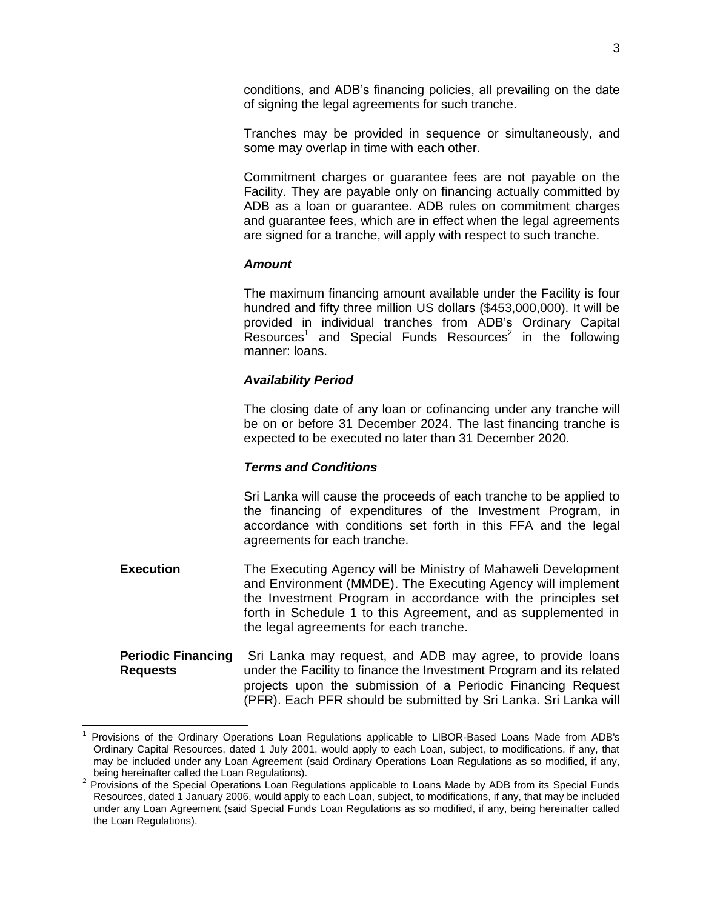conditions, and ADB's financing policies, all prevailing on the date of signing the legal agreements for such tranche.

Tranches may be provided in sequence or simultaneously, and some may overlap in time with each other.

Commitment charges or guarantee fees are not payable on the Facility. They are payable only on financing actually committed by ADB as a loan or guarantee. ADB rules on commitment charges and guarantee fees, which are in effect when the legal agreements are signed for a tranche, will apply with respect to such tranche.

***Amount***

The maximum financing amount available under the Facility is four hundred and fifty three million US dollars ($453,000,000). It will be provided in individual tranches from ADB's Ordinary Capital Resources[1] and Special Funds Resources[2] in the following manner: loans.

***Availability Period***

The closing date of any loan or cofinancing under any tranche will be on or before 31 December 2024. The last financing tranche is expected to be executed no later than 31 December 2020.

***Terms and Conditions***

Sri Lanka will cause the proceeds of each tranche to be applied to the financing of expenditures of the Investment Program, in accordance with conditions set forth in this FFA and the legal agreements for each tranche.

**Execution**

The Executing Agency will be Ministry of Mahaweli Development and Environment (MMDE). The Executing Agency will implement the Investment Program in accordance with the principles set forth in Schedule 1 to this Agreement, and as supplemented in the legal agreements for each tranche.

**Periodic Financing Requests**

Sri Lanka may request, and ADB may agree, to provide loans under the Facility to finance the Investment Program and its related projects upon the submission of a Periodic Financing Request (PFR). Each PFR should be submitted by Sri Lanka. Sri Lanka will

---

[1] Provisions of the Ordinary Operations Loan Regulations applicable to LIBOR-Based Loans Made from ADB's Ordinary Capital Resources, dated 1 July 2001, would apply to each Loan, subject, to modifications, if any, that may be included under any Loan Agreement (said Ordinary Operations Loan Regulations as so modified, if any, being hereinafter called the Loan Regulations).

[2] Provisions of the Special Operations Loan Regulations applicable to Loans Made by ADB from its Special Funds Resources, dated 1 January 2006, would apply to each Loan, subject, to modifications, if any, that may be included under any Loan Agreement (said Special Funds Loan Regulations as so modified, if any, being hereinafter called the Loan Regulations).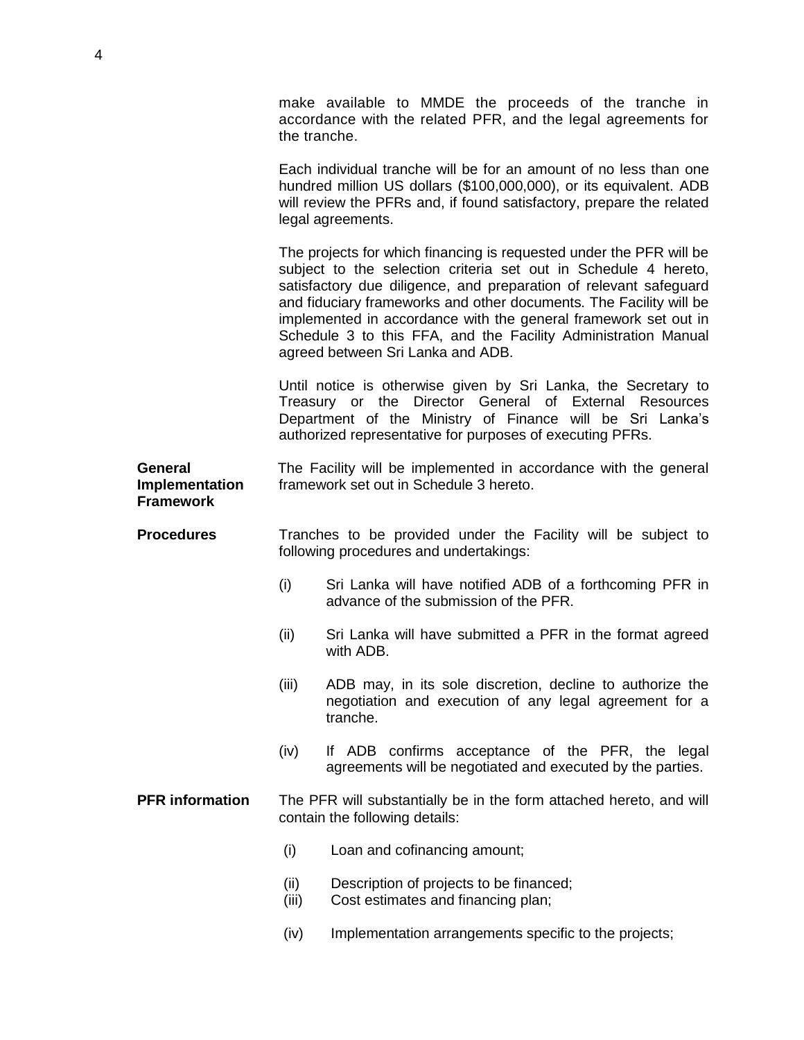make available to MMDE the proceeds of the tranche in accordance with the related PFR, and the legal agreements for the tranche.

Each individual tranche will be for an amount of no less than one hundred million US dollars ($100,000,000), or its equivalent. ADB will review the PFRs and, if found satisfactory, prepare the related legal agreements.

The projects for which financing is requested under the PFR will be subject to the selection criteria set out in Schedule 4 hereto, satisfactory due diligence, and preparation of relevant safeguard and fiduciary frameworks and other documents. The Facility will be implemented in accordance with the general framework set out in Schedule 3 to this FFA, and the Facility Administration Manual agreed between Sri Lanka and ADB.

Until notice is otherwise given by Sri Lanka, the Secretary to Treasury or the Director General of External Resources Department of the Ministry of Finance will be Sri Lanka's authorized representative for purposes of executing PFRs.

**General Implementation Framework**

The Facility will be implemented in accordance with the general framework set out in Schedule 3 hereto.

**Procedures**

Tranches to be provided under the Facility will be subject to following procedures and undertakings:

(i) Sri Lanka will have notified ADB of a forthcoming PFR in advance of the submission of the PFR.

(ii) Sri Lanka will have submitted a PFR in the format agreed with ADB.

(iii) ADB may, in its sole discretion, decline to authorize the negotiation and execution of any legal agreement for a tranche.

(iv) If ADB confirms acceptance of the PFR, the legal agreements will be negotiated and executed by the parties.

**PFR information**

The PFR will substantially be in the form attached hereto, and will contain the following details:

(i) Loan and cofinancing amount;

(ii) Description of projects to be financed;

(iii) Cost estimates and financing plan;

(iv) Implementation arrangements specific to the projects;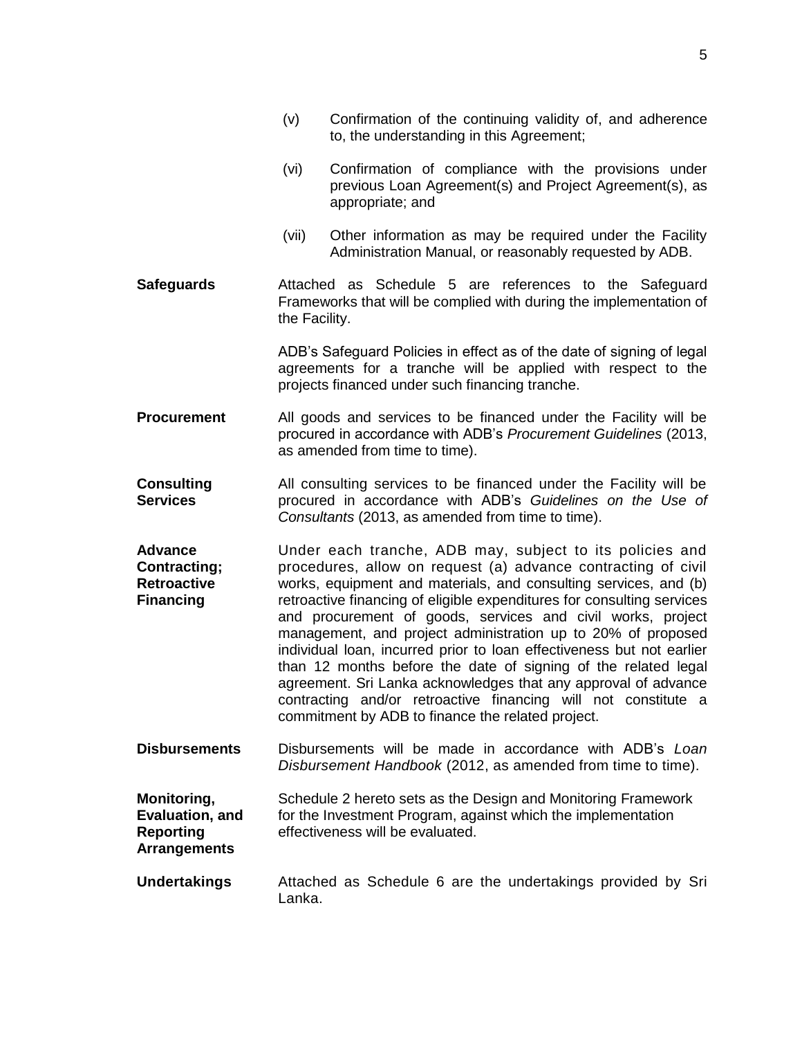(v) Confirmation of the continuing validity of, and adherence to, the understanding in this Agreement;

(vi) Confirmation of compliance with the provisions under previous Loan Agreement(s) and Project Agreement(s), as appropriate; and

(vii) Other information as may be required under the Facility Administration Manual, or reasonably requested by ADB.

**Safeguards**

Attached as Schedule 5 are references to the Safeguard Frameworks that will be complied with during the implementation of the Facility.

ADB's Safeguard Policies in effect as of the date of signing of legal agreements for a tranche will be applied with respect to the projects financed under such financing tranche.

**Procurement**

All goods and services to be financed under the Facility will be procured in accordance with ADB's *Procurement Guidelines* (2013, as amended from time to time).

**Consulting Services**

All consulting services to be financed under the Facility will be procured in accordance with ADB's *Guidelines on the Use of Consultants* (2013, as amended from time to time).

**Advance Contracting; Retroactive Financing**

Under each tranche, ADB may, subject to its policies and procedures, allow on request (a) advance contracting of civil works, equipment and materials, and consulting services, and (b) retroactive financing of eligible expenditures for consulting services and procurement of goods, services and civil works, project management, and project administration up to 20% of proposed individual loan, incurred prior to loan effectiveness but not earlier than 12 months before the date of signing of the related legal agreement. Sri Lanka acknowledges that any approval of advance contracting and/or retroactive financing will not constitute a commitment by ADB to finance the related project.

**Disbursements**

Disbursements will be made in accordance with ADB's *Loan Disbursement Handbook* (2012, as amended from time to time).

**Monitoring, Evaluation, and Reporting Arrangements**

Schedule 2 hereto sets as the Design and Monitoring Framework for the Investment Program, against which the implementation effectiveness will be evaluated.

**Undertakings**

Attached as Schedule 6 are the undertakings provided by Sri Lanka.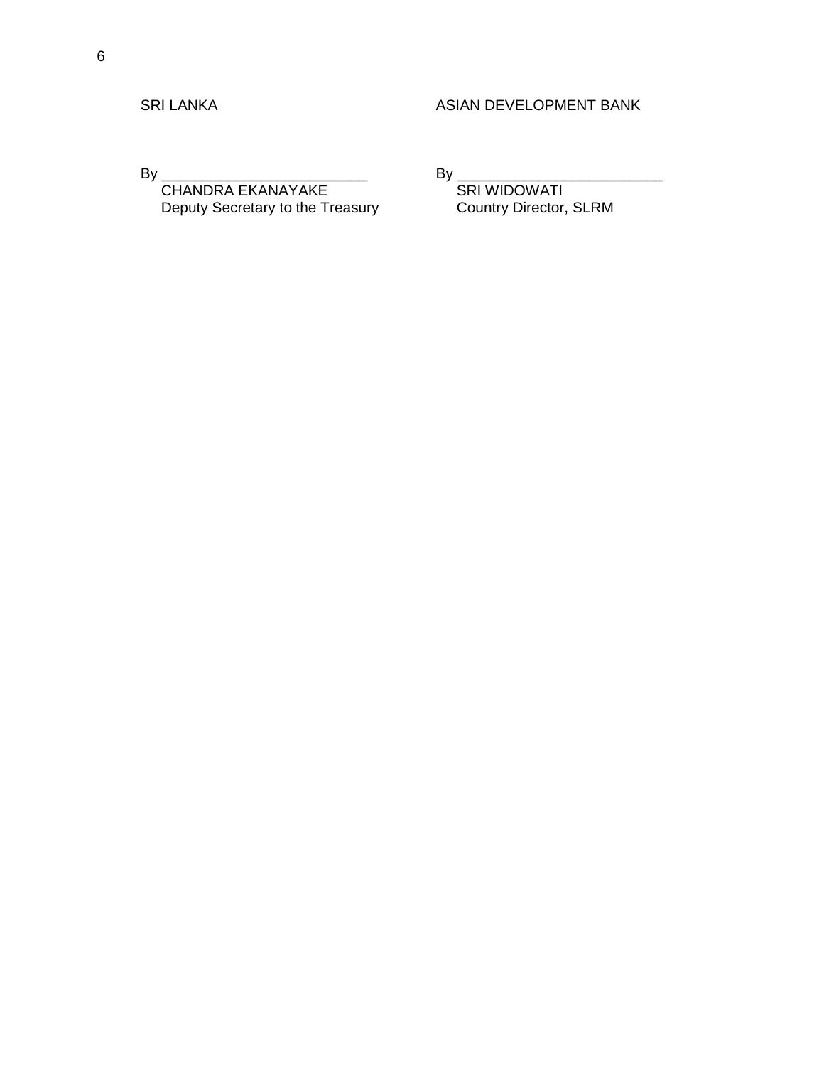| SRI LANKA | ASIAN DEVELOPMENT BANK |
| --- | --- |
| By ___________________________ | By ___________________________ |
| CHANDRA EKANAYAKE | SRI WIDOWATI |
| Deputy Secretary to the Treasury | Country Director, SLRM |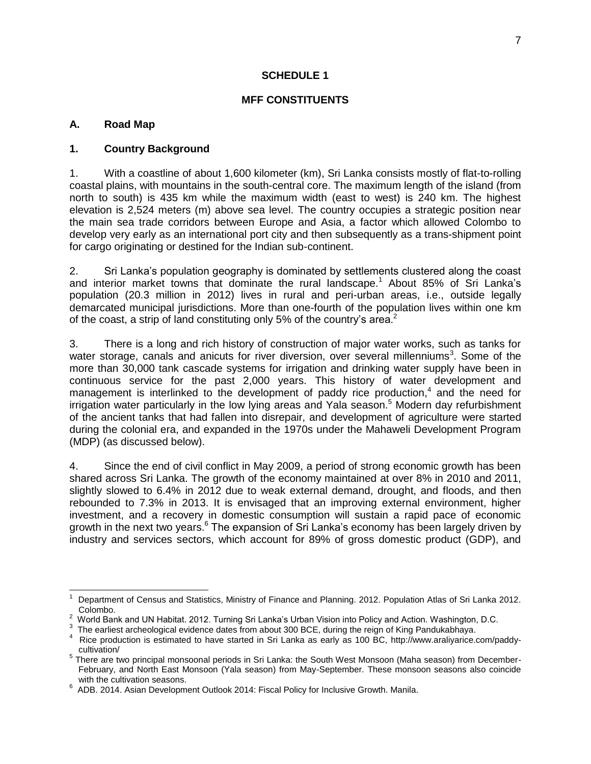## SCHEDULE 1

## MFF CONSTITUENTS

### A. Road Map

#### 1. Country Background

1. With a coastline of about 1,600 kilometer (km), Sri Lanka consists mostly of flat-to-rolling coastal plains, with mountains in the south-central core. The maximum length of the island (from north to south) is 435 km while the maximum width (east to west) is 240 km. The highest elevation is 2,524 meters (m) above sea level. The country occupies a strategic position near the main sea trade corridors between Europe and Asia, a factor which allowed Colombo to develop very early as an international port city and then subsequently as a trans-shipment point for cargo originating or destined for the Indian sub-continent.

2. Sri Lanka's population geography is dominated by settlements clustered along the coast and interior market towns that dominate the rural landscape.[1] About 85% of Sri Lanka's population (20.3 million in 2012) lives in rural and peri-urban areas, i.e., outside legally demarcated municipal jurisdictions. More than one-fourth of the population lives within one km of the coast, a strip of land constituting only 5% of the country's area.[2]

3. There is a long and rich history of construction of major water works, such as tanks for water storage, canals and anicuts for river diversion, over several millenniums[3]. Some of the more than 30,000 tank cascade systems for irrigation and drinking water supply have been in continuous service for the past 2,000 years. This history of water development and management is interlinked to the development of paddy rice production,[4] and the need for irrigation water particularly in the low lying areas and Yala season.[5] Modern day refurbishment of the ancient tanks that had fallen into disrepair, and development of agriculture were started during the colonial era, and expanded in the 1970s under the Mahaweli Development Program (MDP) (as discussed below).

4. Since the end of civil conflict in May 2009, a period of strong economic growth has been shared across Sri Lanka. The growth of the economy maintained at over 8% in 2010 and 2011, slightly slowed to 6.4% in 2012 due to weak external demand, drought, and floods, and then rebounded to 7.3% in 2013. It is envisaged that an improving external environment, higher investment, and a recovery in domestic consumption will sustain a rapid pace of economic growth in the next two years.[6] The expansion of Sri Lanka's economy has been largely driven by industry and services sectors, which account for 89% of gross domestic product (GDP), and

---

[1] Department of Census and Statistics, Ministry of Finance and Planning. 2012. Population Atlas of Sri Lanka 2012. Colombo.

[2] World Bank and UN Habitat. 2012. Turning Sri Lanka's Urban Vision into Policy and Action. Washington, D.C.

[3] The earliest archeological evidence dates from about 300 BCE, during the reign of King Pandukabhaya.

[4] Rice production is estimated to have started in Sri Lanka as early as 100 BC, http://www.araliyarice.com/paddy-cultivation/

[5] There are two principal monsoonal periods in Sri Lanka: the South West Monsoon (Maha season) from December-February, and North East Monsoon (Yala season) from May-September. These monsoon seasons also coincide with the cultivation seasons.

[6] ADB. 2014. Asian Development Outlook 2014: Fiscal Policy for Inclusive Growth. Manila.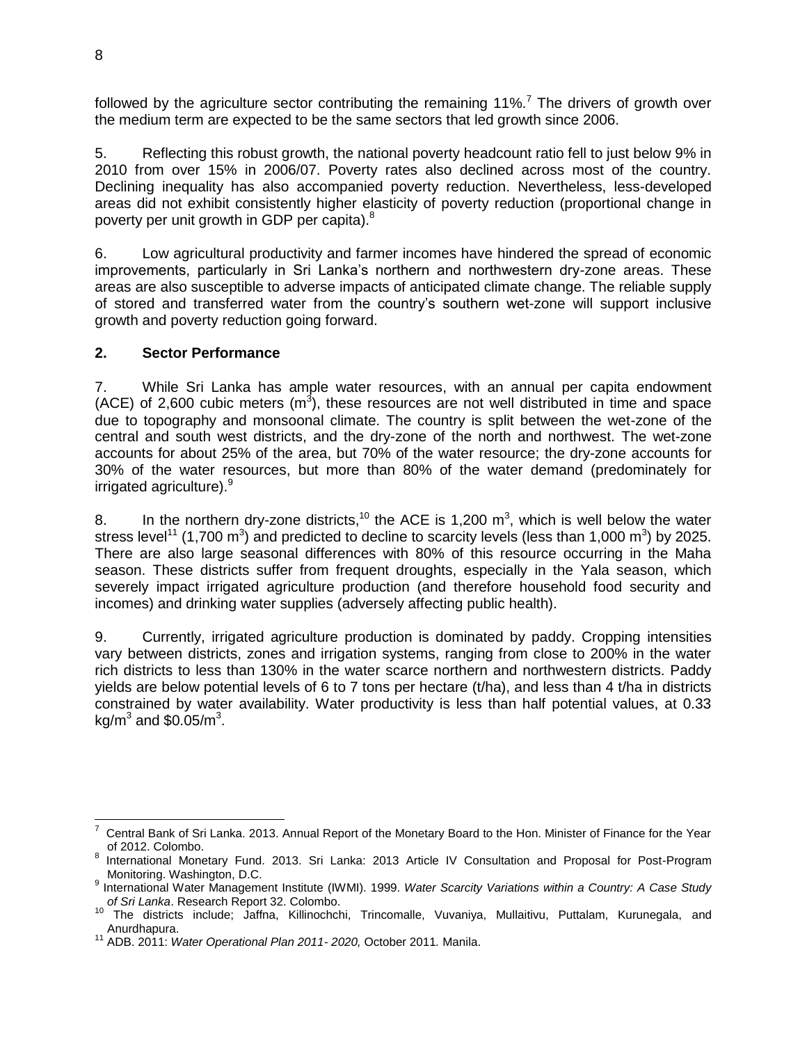followed by the agriculture sector contributing the remaining 11%.[7] The drivers of growth over the medium term are expected to be the same sectors that led growth since 2006.

5. Reflecting this robust growth, the national poverty headcount ratio fell to just below 9% in 2010 from over 15% in 2006/07. Poverty rates also declined across most of the country. Declining inequality has also accompanied poverty reduction. Nevertheless, less-developed areas did not exhibit consistently higher elasticity of poverty reduction (proportional change in poverty per unit growth in GDP per capita).[8]

6. Low agricultural productivity and farmer incomes have hindered the spread of economic improvements, particularly in Sri Lanka's northern and northwestern dry-zone areas. These areas are also susceptible to adverse impacts of anticipated climate change. The reliable supply of stored and transferred water from the country's southern wet-zone will support inclusive growth and poverty reduction going forward.

## 2. Sector Performance

7. While Sri Lanka has ample water resources, with an annual per capita endowment (ACE) of 2,600 cubic meters ($m^3$), these resources are not well distributed in time and space due to topography and monsoonal climate. The country is split between the wet-zone of the central and south west districts, and the dry-zone of the north and northwest. The wet-zone accounts for about 25% of the area, but 70% of the water resource; the dry-zone accounts for 30% of the water resources, but more than 80% of the water demand (predominately for irrigated agriculture).[9]

8. In the northern dry-zone districts,[10] the ACE is 1,200 $m^3$, which is well below the water stress level[11] (1,700 $m^3$) and predicted to decline to scarcity levels (less than 1,000 $m^3$) by 2025. There are also large seasonal differences with 80% of this resource occurring in the Maha season. These districts suffer from frequent droughts, especially in the Yala season, which severely impact irrigated agriculture production (and therefore household food security and incomes) and drinking water supplies (adversely affecting public health).

9. Currently, irrigated agriculture production is dominated by paddy. Cropping intensities vary between districts, zones and irrigation systems, ranging from close to 200% in the water rich districts to less than 130% in the water scarce northern and northwestern districts. Paddy yields are below potential levels of 6 to 7 tons per hectare (t/ha), and less than 4 t/ha in districts constrained by water availability. Water productivity is less than half potential values, at 0.33 $kg/m^3$ and $0.05/$m^3$.

---

[7] Central Bank of Sri Lanka. 2013. Annual Report of the Monetary Board to the Hon. Minister of Finance for the Year of 2012. Colombo.

[8] International Monetary Fund. 2013. Sri Lanka: 2013 Article IV Consultation and Proposal for Post-Program Monitoring. Washington, D.C.

[9] International Water Management Institute (IWMI). 1999. *Water Scarcity Variations within a Country: A Case Study of Sri Lanka*. Research Report 32. Colombo.

[10] The districts include; Jaffna, Killinochchi, Trincomalle, Vuvaniya, Mullaitivu, Puttalam, Kurunegala, and Anurdhapura.

[11] ADB. 2011: *Water Operational Plan 2011- 2020,* October 2011. Manila.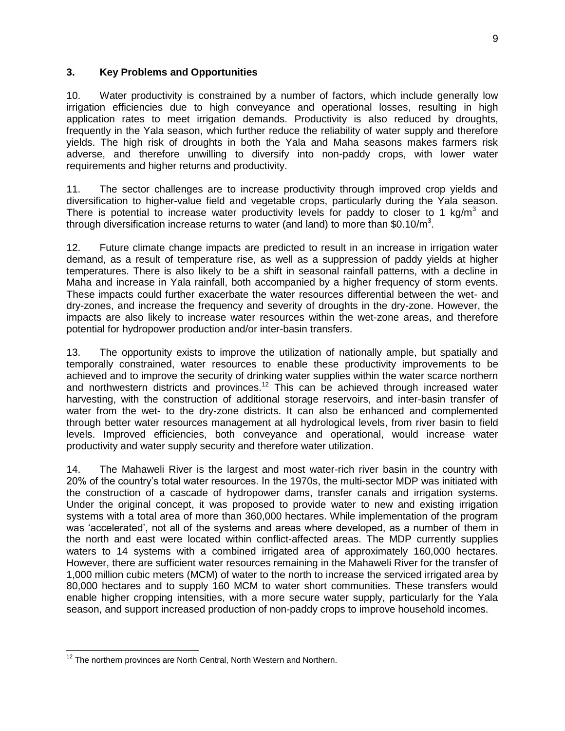## 3. Key Problems and Opportunities

10. Water productivity is constrained by a number of factors, which include generally low irrigation efficiencies due to high conveyance and operational losses, resulting in high application rates to meet irrigation demands. Productivity is also reduced by droughts, frequently in the Yala season, which further reduce the reliability of water supply and therefore yields. The high risk of droughts in both the Yala and Maha seasons makes farmers risk adverse, and therefore unwilling to diversify into non-paddy crops, with lower water requirements and higher returns and productivity.

11. The sector challenges are to increase productivity through improved crop yields and diversification to higher-value field and vegetable crops, particularly during the Yala season. There is potential to increase water productivity levels for paddy to closer to 1 $kg/m^3$ and through diversification increase returns to water (and land) to more than $\$0.10/m^3$.

12. Future climate change impacts are predicted to result in an increase in irrigation water demand, as a result of temperature rise, as well as a suppression of paddy yields at higher temperatures. There is also likely to be a shift in seasonal rainfall patterns, with a decline in Maha and increase in Yala rainfall, both accompanied by a higher frequency of storm events. These impacts could further exacerbate the water resources differential between the wet- and dry-zones, and increase the frequency and severity of droughts in the dry-zone. However, the impacts are also likely to increase water resources within the wet-zone areas, and therefore potential for hydropower production and/or inter-basin transfers.

13. The opportunity exists to improve the utilization of nationally ample, but spatially and temporally constrained, water resources to enable these productivity improvements to be achieved and to improve the security of drinking water supplies within the water scarce northern and northwestern districts and provinces.[12] This can be achieved through increased water harvesting, with the construction of additional storage reservoirs, and inter-basin transfer of water from the wet- to the dry-zone districts. It can also be enhanced and complemented through better water resources management at all hydrological levels, from river basin to field levels. Improved efficiencies, both conveyance and operational, would increase water productivity and water supply security and therefore water utilization.

14. The Mahaweli River is the largest and most water-rich river basin in the country with 20% of the country's total water resources. In the 1970s, the multi-sector MDP was initiated with the construction of a cascade of hydropower dams, transfer canals and irrigation systems. Under the original concept, it was proposed to provide water to new and existing irrigation systems with a total area of more than 360,000 hectares. While implementation of the program was 'accelerated', not all of the systems and areas where developed, as a number of them in the north and east were located within conflict-affected areas. The MDP currently supplies waters to 14 systems with a combined irrigated area of approximately 160,000 hectares. However, there are sufficient water resources remaining in the Mahaweli River for the transfer of 1,000 million cubic meters (MCM) of water to the north to increase the serviced irrigated area by 80,000 hectares and to supply 160 MCM to water short communities. These transfers would enable higher cropping intensities, with a more secure water supply, particularly for the Yala season, and support increased production of non-paddy crops to improve household incomes.

---

[12] The northern provinces are North Central, North Western and Northern.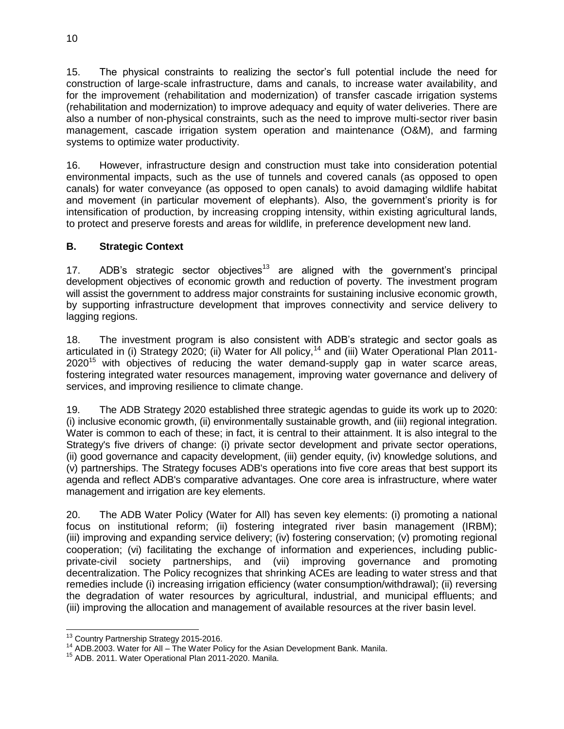15. The physical constraints to realizing the sector's full potential include the need for construction of large-scale infrastructure, dams and canals, to increase water availability, and for the improvement (rehabilitation and modernization) of transfer cascade irrigation systems (rehabilitation and modernization) to improve adequacy and equity of water deliveries. There are also a number of non-physical constraints, such as the need to improve multi-sector river basin management, cascade irrigation system operation and maintenance (O&M), and farming systems to optimize water productivity.

16. However, infrastructure design and construction must take into consideration potential environmental impacts, such as the use of tunnels and covered canals (as opposed to open canals) for water conveyance (as opposed to open canals) to avoid damaging wildlife habitat and movement (in particular movement of elephants). Also, the government's priority is for intensification of production, by increasing cropping intensity, within existing agricultural lands, to protect and preserve forests and areas for wildlife, in preference development new land.

## B. Strategic Context

17. ADB's strategic sector objectives[13] are aligned with the government's principal development objectives of economic growth and reduction of poverty. The investment program will assist the government to address major constraints for sustaining inclusive economic growth, by supporting infrastructure development that improves connectivity and service delivery to lagging regions.

18. The investment program is also consistent with ADB's strategic and sector goals as articulated in (i) Strategy 2020; (ii) Water for All policy,[14] and (iii) Water Operational Plan 2011-2020[15] with objectives of reducing the water demand-supply gap in water scarce areas, fostering integrated water resources management, improving water governance and delivery of services, and improving resilience to climate change.

19. The ADB Strategy 2020 established three strategic agendas to guide its work up to 2020: (i) inclusive economic growth, (ii) environmentally sustainable growth, and (iii) regional integration. Water is common to each of these; in fact, it is central to their attainment. It is also integral to the Strategy's five drivers of change: (i) private sector development and private sector operations, (ii) good governance and capacity development, (iii) gender equity, (iv) knowledge solutions, and (v) partnerships. The Strategy focuses ADB's operations into five core areas that best support its agenda and reflect ADB's comparative advantages. One core area is infrastructure, where water management and irrigation are key elements.

20. The ADB Water Policy (Water for All) has seven key elements: (i) promoting a national focus on institutional reform; (ii) fostering integrated river basin management (IRBM); (iii) improving and expanding service delivery; (iv) fostering conservation; (v) promoting regional cooperation; (vi) facilitating the exchange of information and experiences, including public-private-civil society partnerships, and (vii) improving governance and promoting decentralization. The Policy recognizes that shrinking ACEs are leading to water stress and that remedies include (i) increasing irrigation efficiency (water consumption/withdrawal); (ii) reversing the degradation of water resources by agricultural, industrial, and municipal effluents; and (iii) improving the allocation and management of available resources at the river basin level.

---

[13] Country Partnership Strategy 2015-2016.

[14] ADB.2003. Water for All – The Water Policy for the Asian Development Bank. Manila.

[15] ADB. 2011. Water Operational Plan 2011-2020. Manila.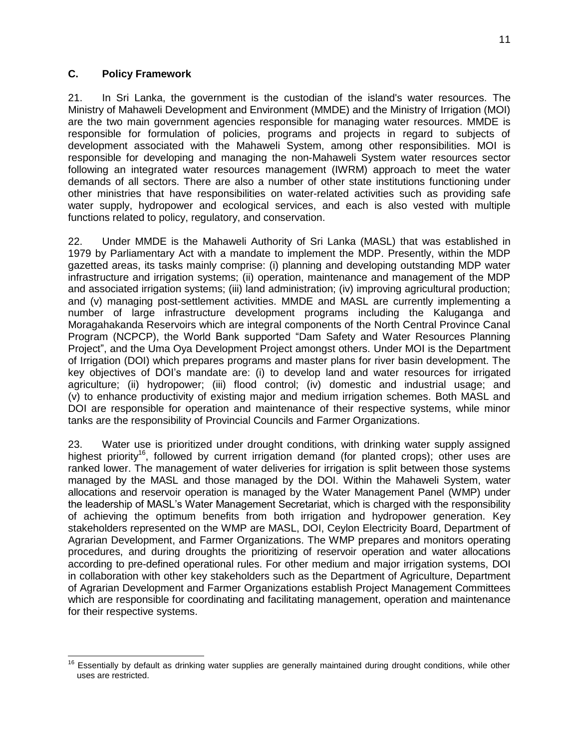## C. Policy Framework

21. In Sri Lanka, the government is the custodian of the island's water resources. The Ministry of Mahaweli Development and Environment (MMDE) and the Ministry of Irrigation (MOI) are the two main government agencies responsible for managing water resources. MMDE is responsible for formulation of policies, programs and projects in regard to subjects of development associated with the Mahaweli System, among other responsibilities. MOI is responsible for developing and managing the non-Mahaweli System water resources sector following an integrated water resources management (IWRM) approach to meet the water demands of all sectors. There are also a number of other state institutions functioning under other ministries that have responsibilities on water-related activities such as providing safe water supply, hydropower and ecological services, and each is also vested with multiple functions related to policy, regulatory, and conservation.

22. Under MMDE is the Mahaweli Authority of Sri Lanka (MASL) that was established in 1979 by Parliamentary Act with a mandate to implement the MDP. Presently, within the MDP gazetted areas, its tasks mainly comprise: (i) planning and developing outstanding MDP water infrastructure and irrigation systems; (ii) operation, maintenance and management of the MDP and associated irrigation systems; (iii) land administration; (iv) improving agricultural production; and (v) managing post-settlement activities. MMDE and MASL are currently implementing a number of large infrastructure development programs including the Kaluganga and Moragahakanda Reservoirs which are integral components of the North Central Province Canal Program (NCPCP), the World Bank supported "Dam Safety and Water Resources Planning Project", and the Uma Oya Development Project amongst others. Under MOI is the Department of Irrigation (DOI) which prepares programs and master plans for river basin development. The key objectives of DOI's mandate are: (i) to develop land and water resources for irrigated agriculture; (ii) hydropower; (iii) flood control; (iv) domestic and industrial usage; and (v) to enhance productivity of existing major and medium irrigation schemes. Both MASL and DOI are responsible for operation and maintenance of their respective systems, while minor tanks are the responsibility of Provincial Councils and Farmer Organizations.

23. Water use is prioritized under drought conditions, with drinking water supply assigned highest priority[16], followed by current irrigation demand (for planted crops); other uses are ranked lower. The management of water deliveries for irrigation is split between those systems managed by the MASL and those managed by the DOI. Within the Mahaweli System, water allocations and reservoir operation is managed by the Water Management Panel (WMP) under the leadership of MASL's Water Management Secretariat, which is charged with the responsibility of achieving the optimum benefits from both irrigation and hydropower generation. Key stakeholders represented on the WMP are MASL, DOI, Ceylon Electricity Board, Department of Agrarian Development, and Farmer Organizations. The WMP prepares and monitors operating procedures, and during droughts the prioritizing of reservoir operation and water allocations according to pre-defined operational rules. For other medium and major irrigation systems, DOI in collaboration with other key stakeholders such as the Department of Agriculture, Department of Agrarian Development and Farmer Organizations establish Project Management Committees which are responsible for coordinating and facilitating management, operation and maintenance for their respective systems.

[16] Essentially by default as drinking water supplies are generally maintained during drought conditions, while other uses are restricted.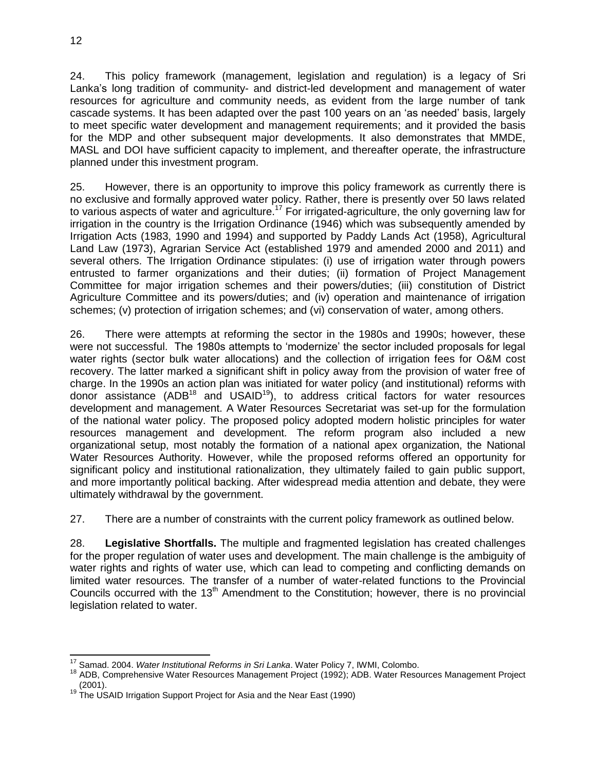24. This policy framework (management, legislation and regulation) is a legacy of Sri Lanka's long tradition of community- and district-led development and management of water resources for agriculture and community needs, as evident from the large number of tank cascade systems. It has been adapted over the past 100 years on an 'as needed' basis, largely to meet specific water development and management requirements; and it provided the basis for the MDP and other subsequent major developments. It also demonstrates that MMDE, MASL and DOI have sufficient capacity to implement, and thereafter operate, the infrastructure planned under this investment program.

25. However, there is an opportunity to improve this policy framework as currently there is no exclusive and formally approved water policy. Rather, there is presently over 50 laws related to various aspects of water and agriculture.[17] For irrigated-agriculture, the only governing law for irrigation in the country is the Irrigation Ordinance (1946) which was subsequently amended by Irrigation Acts (1983, 1990 and 1994) and supported by Paddy Lands Act (1958), Agricultural Land Law (1973), Agrarian Service Act (established 1979 and amended 2000 and 2011) and several others. The Irrigation Ordinance stipulates: (i) use of irrigation water through powers entrusted to farmer organizations and their duties; (ii) formation of Project Management Committee for major irrigation schemes and their powers/duties; (iii) constitution of District Agriculture Committee and its powers/duties; and (iv) operation and maintenance of irrigation schemes; (v) protection of irrigation schemes; and (vi) conservation of water, among others.

26. There were attempts at reforming the sector in the 1980s and 1990s; however, these were not successful. The 1980s attempts to 'modernize' the sector included proposals for legal water rights (sector bulk water allocations) and the collection of irrigation fees for O&M cost recovery. The latter marked a significant shift in policy away from the provision of water free of charge. In the 1990s an action plan was initiated for water policy (and institutional) reforms with donor assistance (ADB[18] and USAID[19]), to address critical factors for water resources development and management. A Water Resources Secretariat was set-up for the formulation of the national water policy. The proposed policy adopted modern holistic principles for water resources management and development. The reform program also included a new organizational setup, most notably the formation of a national apex organization, the National Water Resources Authority. However, while the proposed reforms offered an opportunity for significant policy and institutional rationalization, they ultimately failed to gain public support, and more importantly political backing. After widespread media attention and debate, they were ultimately withdrawal by the government.

27. There are a number of constraints with the current policy framework as outlined below.

28. **Legislative Shortfalls.** The multiple and fragmented legislation has created challenges for the proper regulation of water uses and development. The main challenge is the ambiguity of water rights and rights of water use, which can lead to competing and conflicting demands on limited water resources. The transfer of a number of water-related functions to the Provincial Councils occurred with the 13th Amendment to the Constitution; however, there is no provincial legislation related to water.

---

[17] Samad. 2004. *Water Institutional Reforms in Sri Lanka*. Water Policy 7, IWMI, Colombo.

[18] ADB, Comprehensive Water Resources Management Project (1992); ADB. Water Resources Management Project (2001).

[19] The USAID Irrigation Support Project for Asia and the Near East (1990)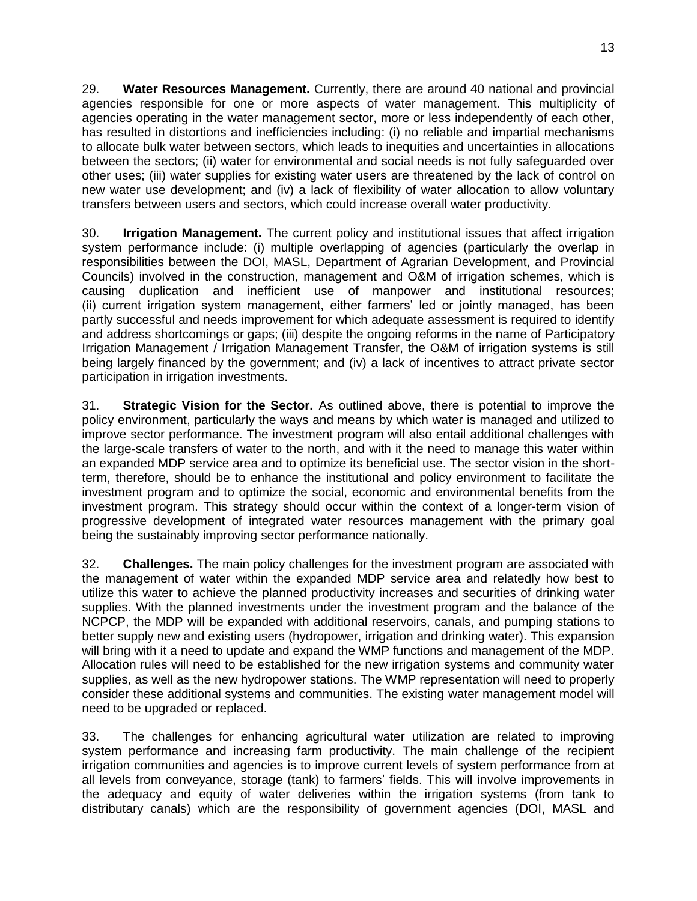29. **Water Resources Management.** Currently, there are around 40 national and provincial agencies responsible for one or more aspects of water management. This multiplicity of agencies operating in the water management sector, more or less independently of each other, has resulted in distortions and inefficiencies including: (i) no reliable and impartial mechanisms to allocate bulk water between sectors, which leads to inequities and uncertainties in allocations between the sectors; (ii) water for environmental and social needs is not fully safeguarded over other uses; (iii) water supplies for existing water users are threatened by the lack of control on new water use development; and (iv) a lack of flexibility of water allocation to allow voluntary transfers between users and sectors, which could increase overall water productivity.

30. **Irrigation Management.** The current policy and institutional issues that affect irrigation system performance include: (i) multiple overlapping of agencies (particularly the overlap in responsibilities between the DOI, MASL, Department of Agrarian Development, and Provincial Councils) involved in the construction, management and O&M of irrigation schemes, which is causing duplication and inefficient use of manpower and institutional resources; (ii) current irrigation system management, either farmers' led or jointly managed, has been partly successful and needs improvement for which adequate assessment is required to identify and address shortcomings or gaps; (iii) despite the ongoing reforms in the name of Participatory Irrigation Management / Irrigation Management Transfer, the O&M of irrigation systems is still being largely financed by the government; and (iv) a lack of incentives to attract private sector participation in irrigation investments.

31. **Strategic Vision for the Sector.** As outlined above, there is potential to improve the policy environment, particularly the ways and means by which water is managed and utilized to improve sector performance. The investment program will also entail additional challenges with the large-scale transfers of water to the north, and with it the need to manage this water within an expanded MDP service area and to optimize its beneficial use. The sector vision in the short-term, therefore, should be to enhance the institutional and policy environment to facilitate the investment program and to optimize the social, economic and environmental benefits from the investment program. This strategy should occur within the context of a longer-term vision of progressive development of integrated water resources management with the primary goal being the sustainably improving sector performance nationally.

32. **Challenges.** The main policy challenges for the investment program are associated with the management of water within the expanded MDP service area and relatedly how best to utilize this water to achieve the planned productivity increases and securities of drinking water supplies. With the planned investments under the investment program and the balance of the NCPCP, the MDP will be expanded with additional reservoirs, canals, and pumping stations to better supply new and existing users (hydropower, irrigation and drinking water). This expansion will bring with it a need to update and expand the WMP functions and management of the MDP. Allocation rules will need to be established for the new irrigation systems and community water supplies, as well as the new hydropower stations. The WMP representation will need to properly consider these additional systems and communities. The existing water management model will need to be upgraded or replaced.

33. The challenges for enhancing agricultural water utilization are related to improving system performance and increasing farm productivity. The main challenge of the recipient irrigation communities and agencies is to improve current levels of system performance from at all levels from conveyance, storage (tank) to farmers' fields. This will involve improvements in the adequacy and equity of water deliveries within the irrigation systems (from tank to distributary canals) which are the responsibility of government agencies (DOI, MASL and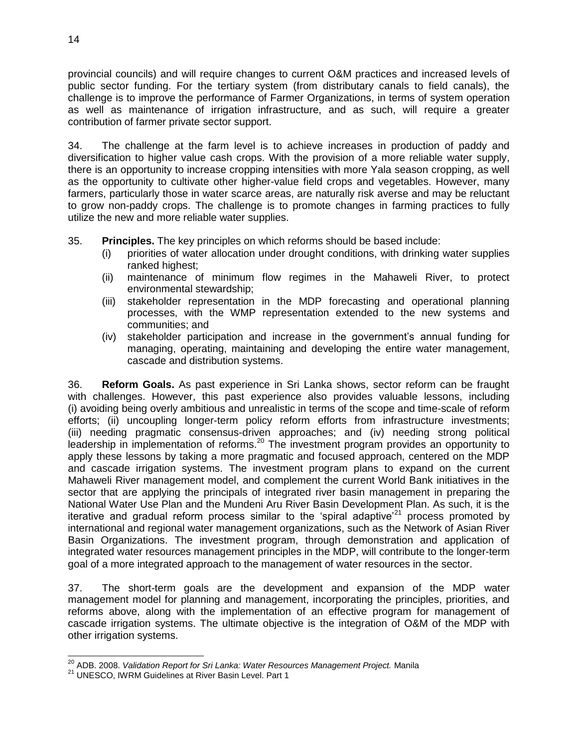provincial councils) and will require changes to current O&M practices and increased levels of public sector funding. For the tertiary system (from distributary canals to field canals), the challenge is to improve the performance of Farmer Organizations, in terms of system operation as well as maintenance of irrigation infrastructure, and as such, will require a greater contribution of farmer private sector support.

34. The challenge at the farm level is to achieve increases in production of paddy and diversification to higher value cash crops. With the provision of a more reliable water supply, there is an opportunity to increase cropping intensities with more Yala season cropping, as well as the opportunity to cultivate other higher-value field crops and vegetables. However, many farmers, particularly those in water scarce areas, are naturally risk averse and may be reluctant to grow non-paddy crops. The challenge is to promote changes in farming practices to fully utilize the new and more reliable water supplies.

35. **Principles.** The key principles on which reforms should be based include:

(i) priorities of water allocation under drought conditions, with drinking water supplies ranked highest;
(ii) maintenance of minimum flow regimes in the Mahaweli River, to protect environmental stewardship;
(iii) stakeholder representation in the MDP forecasting and operational planning processes, with the WMP representation extended to the new systems and communities; and
(iv) stakeholder participation and increase in the government's annual funding for managing, operating, maintaining and developing the entire water management, cascade and distribution systems.

36. **Reform Goals.** As past experience in Sri Lanka shows, sector reform can be fraught with challenges. However, this past experience also provides valuable lessons, including (i) avoiding being overly ambitious and unrealistic in terms of the scope and time-scale of reform efforts; (ii) uncoupling longer-term policy reform efforts from infrastructure investments; (iii) needing pragmatic consensus-driven approaches; and (iv) needing strong political leadership in implementation of reforms.[20] The investment program provides an opportunity to apply these lessons by taking a more pragmatic and focused approach, centered on the MDP and cascade irrigation systems. The investment program plans to expand on the current Mahaweli River management model, and complement the current World Bank initiatives in the sector that are applying the principals of integrated river basin management in preparing the National Water Use Plan and the Mundeni Aru River Basin Development Plan. As such, it is the iterative and gradual reform process similar to the 'spiral adaptive'[21] process promoted by international and regional water management organizations, such as the Network of Asian River Basin Organizations. The investment program, through demonstration and application of integrated water resources management principles in the MDP, will contribute to the longer-term goal of a more integrated approach to the management of water resources in the sector.

37. The short-term goals are the development and expansion of the MDP water management model for planning and management, incorporating the principles, priorities, and reforms above, along with the implementation of an effective program for management of cascade irrigation systems. The ultimate objective is the integration of O&M of the MDP with other irrigation systems.

---

[20] ADB. 2008. *Validation Report for Sri Lanka: Water Resources Management Project.* Manila

[21] UNESCO, IWRM Guidelines at River Basin Level. Part 1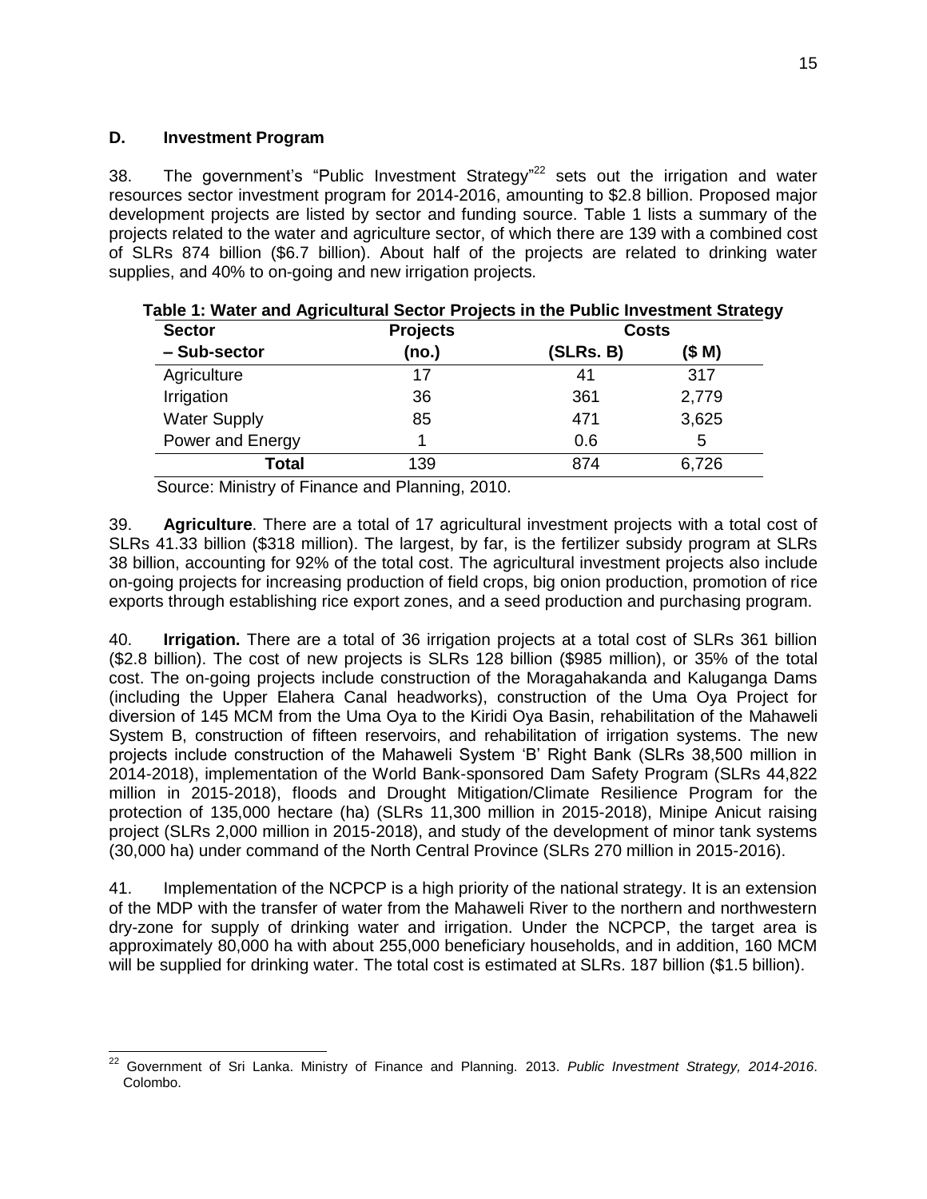## D. Investment Program

38. The government's "Public Investment Strategy"[22] sets out the irrigation and water resources sector investment program for 2014-2016, amounting to $2.8 billion. Proposed major development projects are listed by sector and funding source. Table 1 lists a summary of the projects related to the water and agriculture sector, of which there are 139 with a combined cost of SLRs 874 billion ($6.7 billion). About half of the projects are related to drinking water supplies, and 40% to on-going and new irrigation projects.

**Table 1: Water and Agricultural Sector Projects in the Public Investment Strategy**

| Sector – Sub-sector | Projects (no.) | Costs (SLRs. B) | Costs ($ M) |
|---|---|---|---|
| Agriculture | 17 | 41 | 317 |
| Irrigation | 36 | 361 | 2,779 |
| Water Supply | 85 | 471 | 3,625 |
| Power and Energy | 1 | 0.6 | 5 |
| **Total** | 139 | 874 | 6,726 |

Source: Ministry of Finance and Planning, 2010.

39. **Agriculture**. There are a total of 17 agricultural investment projects with a total cost of SLRs 41.33 billion ($318 million). The largest, by far, is the fertilizer subsidy program at SLRs 38 billion, accounting for 92% of the total cost. The agricultural investment projects also include on-going projects for increasing production of field crops, big onion production, promotion of rice exports through establishing rice export zones, and a seed production and purchasing program.

40. **Irrigation.** There are a total of 36 irrigation projects at a total cost of SLRs 361 billion ($2.8 billion). The cost of new projects is SLRs 128 billion ($985 million), or 35% of the total cost. The on-going projects include construction of the Moragahakanda and Kaluganga Dams (including the Upper Elahera Canal headworks), construction of the Uma Oya Project for diversion of 145 MCM from the Uma Oya to the Kiridi Oya Basin, rehabilitation of the Mahaweli System B, construction of fifteen reservoirs, and rehabilitation of irrigation systems. The new projects include construction of the Mahaweli System 'B' Right Bank (SLRs 38,500 million in 2014-2018), implementation of the World Bank-sponsored Dam Safety Program (SLRs 44,822 million in 2015-2018), floods and Drought Mitigation/Climate Resilience Program for the protection of 135,000 hectare (ha) (SLRs 11,300 million in 2015-2018), Minipe Anicut raising project (SLRs 2,000 million in 2015-2018), and study of the development of minor tank systems (30,000 ha) under command of the North Central Province (SLRs 270 million in 2015-2016).

41. Implementation of the NCPCP is a high priority of the national strategy. It is an extension of the MDP with the transfer of water from the Mahaweli River to the northern and northwestern dry-zone for supply of drinking water and irrigation. Under the NCPCP, the target area is approximately 80,000 ha with about 255,000 beneficiary households, and in addition, 160 MCM will be supplied for drinking water. The total cost is estimated at SLRs. 187 billion ($1.5 billion).

---

[22] Government of Sri Lanka. Ministry of Finance and Planning. 2013. *Public Investment Strategy, 2014-2016*. Colombo.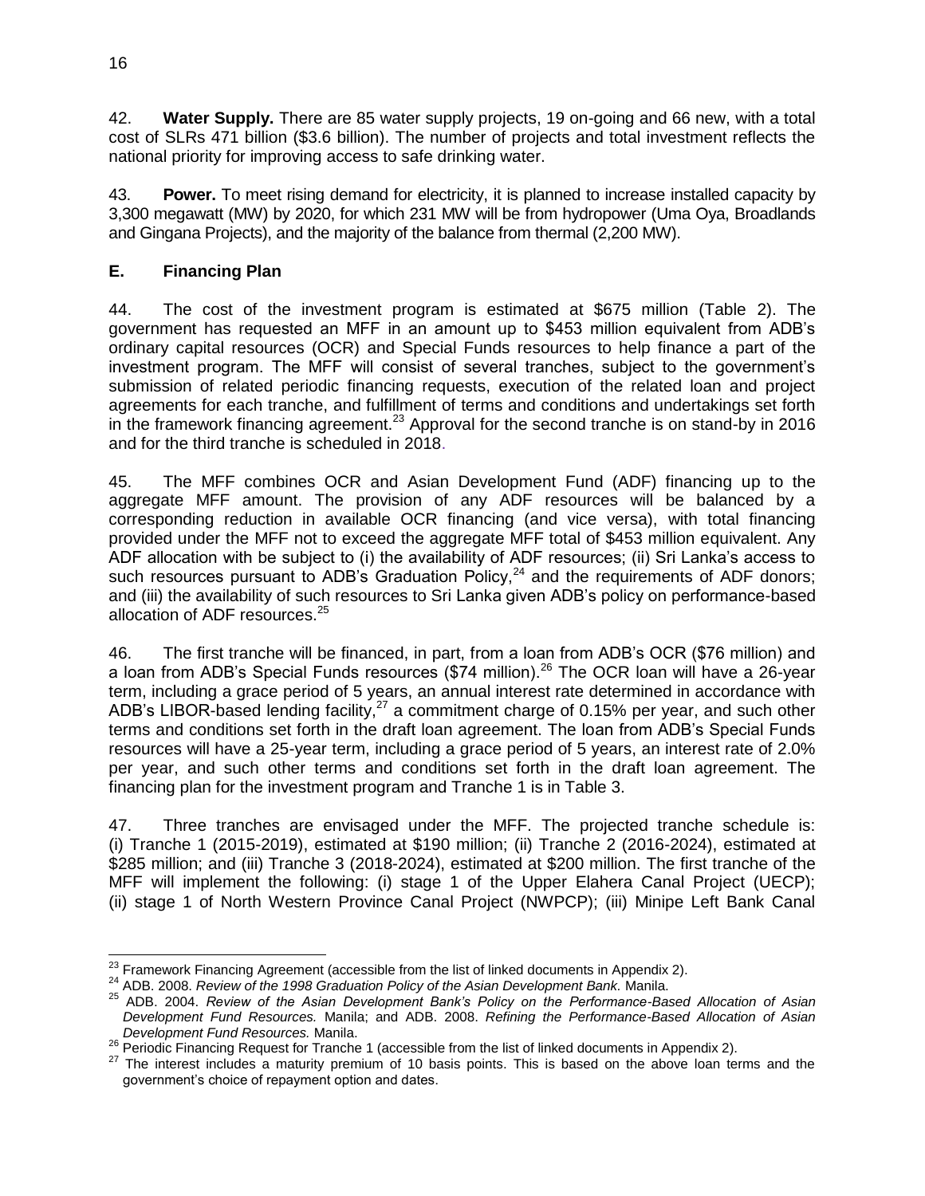42. **Water Supply.** There are 85 water supply projects, 19 on-going and 66 new, with a total cost of SLRs 471 billion ($3.6 billion). The number of projects and total investment reflects the national priority for improving access to safe drinking water.

43. **Power.** To meet rising demand for electricity, it is planned to increase installed capacity by 3,300 megawatt (MW) by 2020, for which 231 MW will be from hydropower (Uma Oya, Broadlands and Gingana Projects), and the majority of the balance from thermal (2,200 MW).

## E. Financing Plan

44. The cost of the investment program is estimated at $675 million (Table 2). The government has requested an MFF in an amount up to $453 million equivalent from ADB's ordinary capital resources (OCR) and Special Funds resources to help finance a part of the investment program. The MFF will consist of several tranches, subject to the government's submission of related periodic financing requests, execution of the related loan and project agreements for each tranche, and fulfillment of terms and conditions and undertakings set forth in the framework financing agreement.[23] Approval for the second tranche is on stand-by in 2016 and for the third tranche is scheduled in 2018.

45. The MFF combines OCR and Asian Development Fund (ADF) financing up to the aggregate MFF amount. The provision of any ADF resources will be balanced by a corresponding reduction in available OCR financing (and vice versa), with total financing provided under the MFF not to exceed the aggregate MFF total of $453 million equivalent. Any ADF allocation with be subject to (i) the availability of ADF resources; (ii) Sri Lanka's access to such resources pursuant to ADB's Graduation Policy,[24] and the requirements of ADF donors; and (iii) the availability of such resources to Sri Lanka given ADB's policy on performance-based allocation of ADF resources.[25]

46. The first tranche will be financed, in part, from a loan from ADB's OCR ($76 million) and a loan from ADB's Special Funds resources ($74 million).[26] The OCR loan will have a 26-year term, including a grace period of 5 years, an annual interest rate determined in accordance with ADB's LIBOR-based lending facility,[27] a commitment charge of 0.15% per year, and such other terms and conditions set forth in the draft loan agreement. The loan from ADB's Special Funds resources will have a 25-year term, including a grace period of 5 years, an interest rate of 2.0% per year, and such other terms and conditions set forth in the draft loan agreement. The financing plan for the investment program and Tranche 1 is in Table 3.

47. Three tranches are envisaged under the MFF. The projected tranche schedule is: (i) Tranche 1 (2015-2019), estimated at $190 million; (ii) Tranche 2 (2016-2024), estimated at $285 million; and (iii) Tranche 3 (2018-2024), estimated at $200 million. The first tranche of the MFF will implement the following: (i) stage 1 of the Upper Elahera Canal Project (UECP); (ii) stage 1 of North Western Province Canal Project (NWPCP); (iii) Minipe Left Bank Canal

---

[23] Framework Financing Agreement (accessible from the list of linked documents in Appendix 2).

[24] ADB. 2008. *Review of the 1998 Graduation Policy of the Asian Development Bank.* Manila.

[25] ADB. 2004. *Review of the Asian Development Bank's Policy on the Performance-Based Allocation of Asian Development Fund Resources.* Manila; and ADB. 2008. *Refining the Performance-Based Allocation of Asian Development Fund Resources.* Manila.

[26] Periodic Financing Request for Tranche 1 (accessible from the list of linked documents in Appendix 2).

[27] The interest includes a maturity premium of 10 basis points. This is based on the above loan terms and the government's choice of repayment option and dates.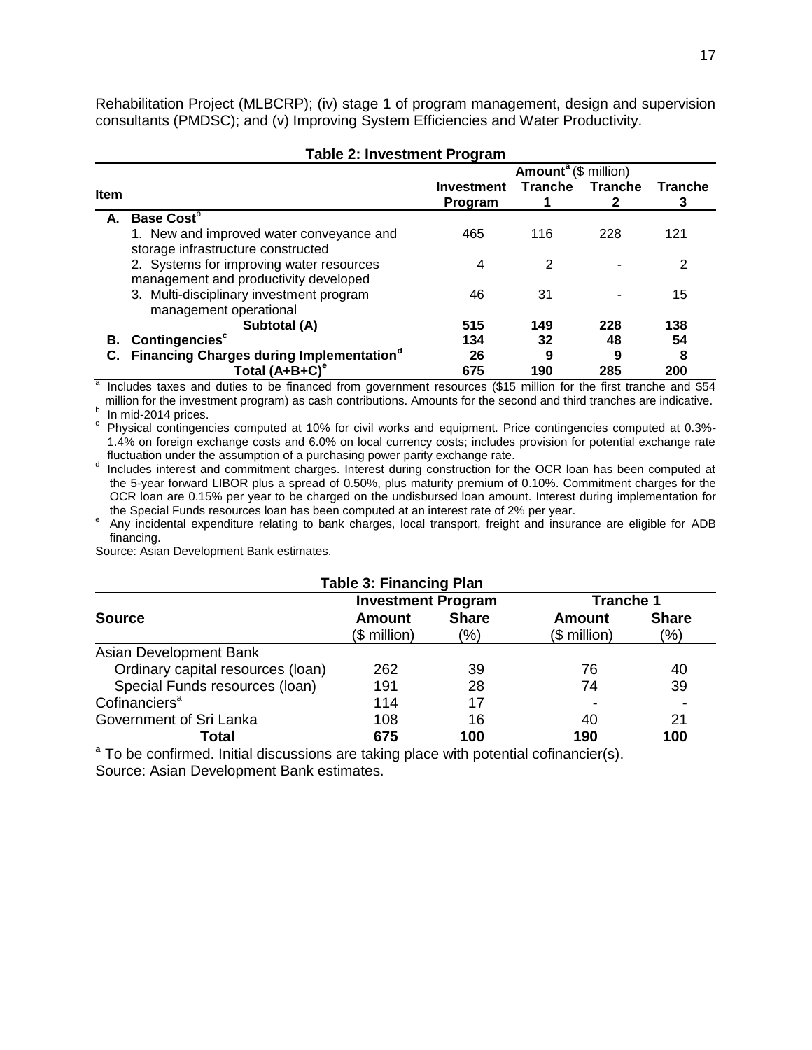Rehabilitation Project (MLBCRP); (iv) stage 1 of program management, design and supervision consultants (PMDSC); and (v) Improving System Efficiencies and Water Productivity.

**Table 2: Investment Program**

| Item | Amount[a] ($ million) | | | |
|---|---|---|---|---|
| | Investment Program | Tranche 1 | Tranche 2 | Tranche 3 |
| **A. Base Cost**[b] | | | | |
| 1. New and improved water conveyance and storage infrastructure constructed | 465 | 116 | 228 | 121 |
| 2. Systems for improving water resources management and productivity developed | 4 | 2 | - | 2 |
| 3. Multi-disciplinary investment program management operational | 46 | 31 | - | 15 |
| **Subtotal (A)** | **515** | **149** | **228** | **138** |
| **B. Contingencies**[c] | **134** | **32** | **48** | **54** |
| **C. Financing Charges during Implementation**[d] | **26** | **9** | **9** | **8** |
| **Total (A+B+C)**[e] | **675** | **190** | **285** | **200** |

[a] Includes taxes and duties to be financed from government resources ($15 million for the first tranche and $54 million for the investment program) as cash contributions. Amounts for the second and third tranches are indicative.
[b] In mid-2014 prices.
[c] Physical contingencies computed at 10% for civil works and equipment. Price contingencies computed at 0.3%-1.4% on foreign exchange costs and 6.0% on local currency costs; includes provision for potential exchange rate fluctuation under the assumption of a purchasing power parity exchange rate.
[d] Includes interest and commitment charges. Interest during construction for the OCR loan has been computed at the 5-year forward LIBOR plus a spread of 0.50%, plus maturity premium of 0.10%. Commitment charges for the OCR loan are 0.15% per year to be charged on the undisbursed loan amount. Interest during implementation for the Special Funds resources loan has been computed at an interest rate of 2% per year.
[e] Any incidental expenditure relating to bank charges, local transport, freight and insurance are eligible for ADB financing.

Source: Asian Development Bank estimates.

**Table 3: Financing Plan**

| Source | Investment Program | | Tranche 1 | |
|---|---|---|---|---|
| | Amount ($ million) | Share (%) | Amount ($ million) | Share (%) |
| Asian Development Bank | | | | |
| Ordinary capital resources (loan) | 262 | 39 | 76 | 40 |
| Special Funds resources (loan) | 191 | 28 | 74 | 39 |
| Cofinanciers[a] | 114 | 17 | - | - |
| Government of Sri Lanka | 108 | 16 | 40 | 21 |
| **Total** | **675** | **100** | **190** | **100** |

[a] To be confirmed. Initial discussions are taking place with potential cofinancier(s).

Source: Asian Development Bank estimates.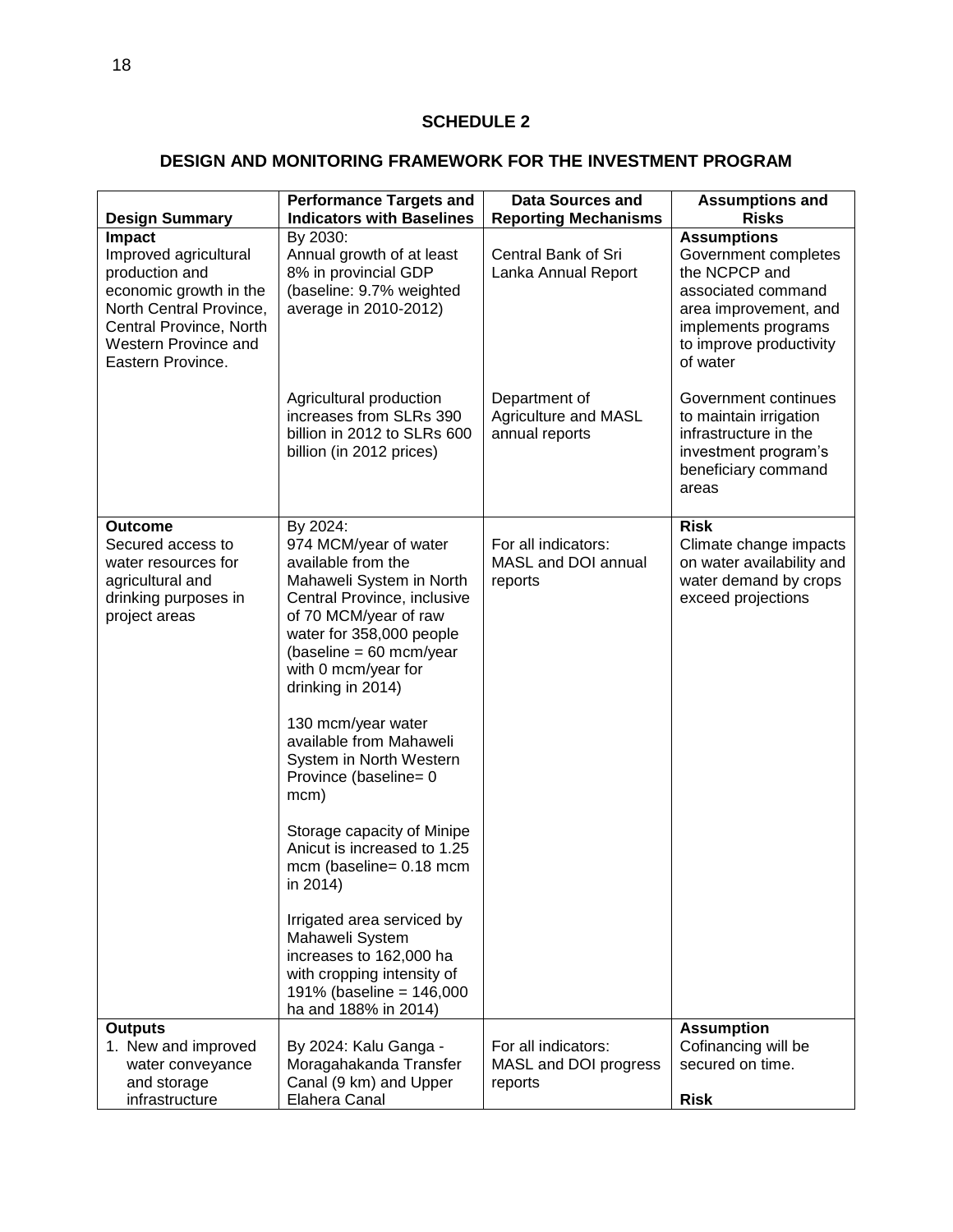# SCHEDULE 2

## DESIGN AND MONITORING FRAMEWORK FOR THE INVESTMENT PROGRAM

| Design Summary | Performance Targets and Indicators with Baselines | Data Sources and Reporting Mechanisms | Assumptions and Risks |
|---|---|---|---|
| **Impact**<br>Improved agricultural production and economic growth in the North Central Province, Central Province, North Western Province and Eastern Province. | By 2030:<br>Annual growth of at least 8% in provincial GDP (baseline: 9.7% weighted average in 2010-2012) | Central Bank of Sri Lanka Annual Report | **Assumptions**<br>Government completes the NCPCP and associated command area improvement, and implements programs to improve productivity of water |
| | Agricultural production increases from SLRs 390 billion in 2012 to SLRs 600 billion (in 2012 prices) | Department of Agriculture and MASL annual reports | Government continues to maintain irrigation infrastructure in the investment program's beneficiary command areas |
| **Outcome**<br>Secured access to water resources for agricultural and drinking purposes in project areas | By 2024:<br>974 MCM/year of water available from the Mahaweli System in North Central Province, inclusive of 70 MCM/year of raw water for 358,000 people (baseline = 60 mcm/year with 0 mcm/year for drinking in 2014)<br><br>130 mcm/year water available from Mahaweli System in North Western Province (baseline= 0 mcm)<br><br>Storage capacity of Minipe Anicut is increased to 1.25 mcm (baseline= 0.18 mcm in 2014)<br><br>Irrigated area serviced by Mahaweli System increases to 162,000 ha with cropping intensity of 191% (baseline = 146,000 ha and 188% in 2014) | For all indicators:<br>MASL and DOI annual reports | **Risk**<br>Climate change impacts on water availability and water demand by crops exceed projections |
| **Outputs**<br>1. New and improved water conveyance and storage infrastructure | By 2024: Kalu Ganga - Moragahakanda Transfer Canal (9 km) and Upper Elahera Canal | For all indicators:<br>MASL and DOI progress reports | **Assumption**<br>Cofinancing will be secured on time.<br><br>**Risk** |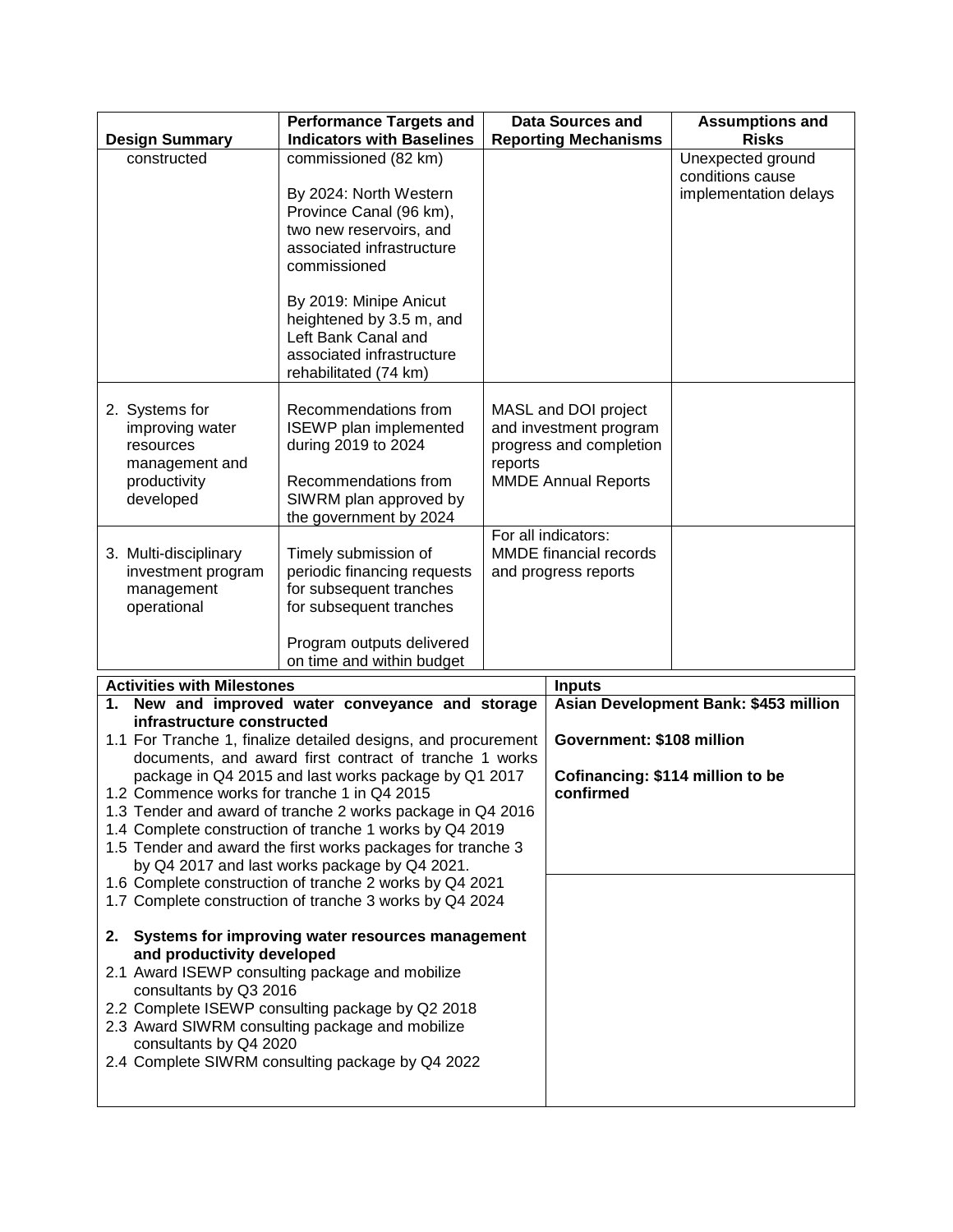| Design Summary | Performance Targets and Indicators with Baselines | Data Sources and Reporting Mechanisms | Assumptions and Risks |
|---|---|---|---|
| constructed | commissioned (82 km)<br><br>By 2024: North Western Province Canal (96 km), two new reservoirs, and associated infrastructure commissioned<br><br>By 2019: Minipe Anicut heightened by 3.5 m, and Left Bank Canal and associated infrastructure rehabilitated (74 km) | | Unexpected ground conditions cause implementation delays |
| 2. Systems for improving water resources management and productivity developed | Recommendations from ISEWP plan implemented during 2019 to 2024<br><br>Recommendations from SIWRM plan approved by the government by 2024 | MASL and DOI project and investment program progress and completion reports<br>MMDE Annual Reports | |
| 3. Multi-disciplinary investment program management operational | Timely submission of periodic financing requests for subsequent tranches for subsequent tranches<br><br>Program outputs delivered on time and within budget | For all indicators:<br>MMDE financial records and progress reports | |

| Activities with Milestones | Inputs |
|---|---|
| **1. New and improved water conveyance and storage infrastructure constructed**<br>1.1 For Tranche 1, finalize detailed designs, and procurement documents, and award first contract of tranche 1 works package in Q4 2015 and last works package by Q1 2017<br>1.2 Commence works for tranche 1 in Q4 2015<br>1.3 Tender and award of tranche 2 works package in Q4 2016<br>1.4 Complete construction of tranche 1 works by Q4 2019<br>1.5 Tender and award the first works packages for tranche 3 by Q4 2017 and last works package by Q4 2021.<br>1.6 Complete construction of tranche 2 works by Q4 2021<br>1.7 Complete construction of tranche 3 works by Q4 2024<br><br>**2. Systems for improving water resources management and productivity developed**<br>2.1 Award ISEWP consulting package and mobilize consultants by Q3 2016<br>2.2 Complete ISEWP consulting package by Q2 2018<br>2.3 Award SIWRM consulting package and mobilize consultants by Q4 2020<br>2.4 Complete SIWRM consulting package by Q4 2022 | **Asian Development Bank: $453 million**<br><br>**Government: $108 million**<br><br>**Cofinancing: $114 million to be confirmed** |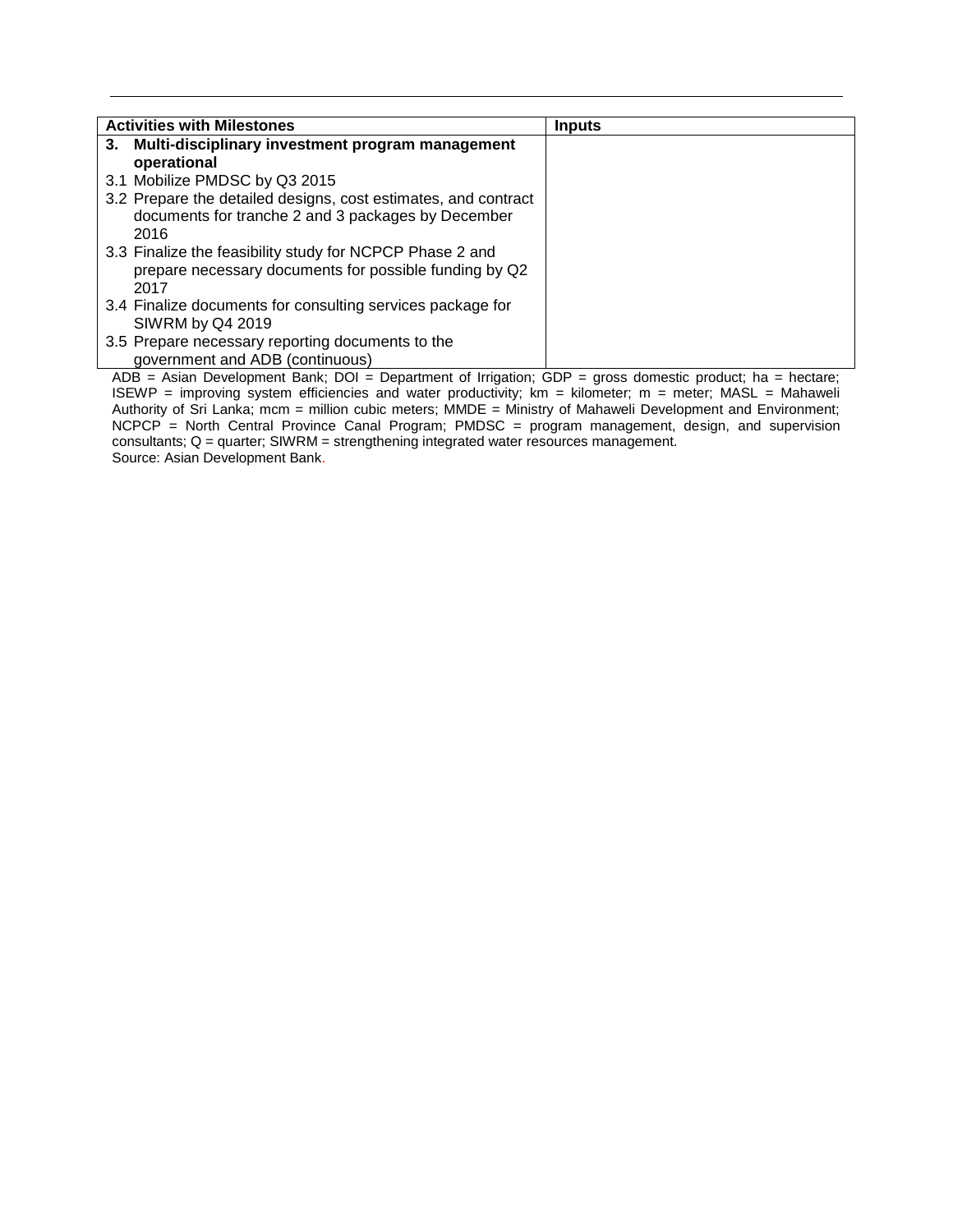| Activities with Milestones | Inputs |
| --- | --- |
| **3. Multi-disciplinary investment program management operational**<br>3.1 Mobilize PMDSC by Q3 2015<br>3.2 Prepare the detailed designs, cost estimates, and contract documents for tranche 2 and 3 packages by December 2016<br>3.3 Finalize the feasibility study for NCPCP Phase 2 and prepare necessary documents for possible funding by Q2 2017<br>3.4 Finalize documents for consulting services package for SIWRM by Q4 2019<br>3.5 Prepare necessary reporting documents to the government and ADB (continuous) | |

ADB = Asian Development Bank; DOI = Department of Irrigation; GDP = gross domestic product; ha = hectare; ISEWP = improving system efficiencies and water productivity; km = kilometer; m = meter; MASL = Mahaweli Authority of Sri Lanka; mcm = million cubic meters; MMDE = Ministry of Mahaweli Development and Environment; NCPCP = North Central Province Canal Program; PMDSC = program management, design, and supervision consultants; Q = quarter; SIWRM = strengthening integrated water resources management.

Source: Asian Development Bank.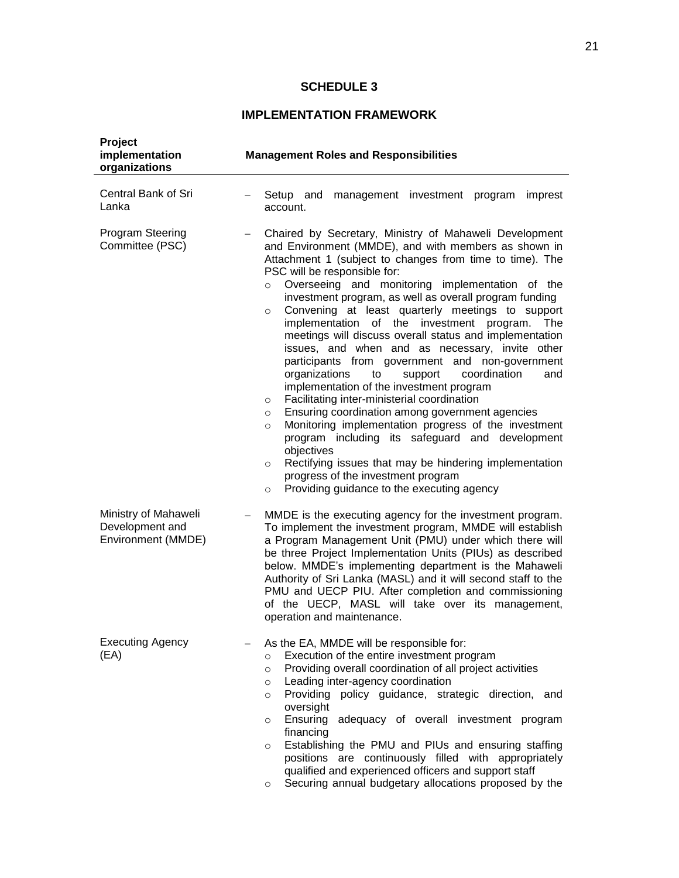**SCHEDULE 3**

**IMPLEMENTATION FRAMEWORK**

| Project implementation organizations | Management Roles and Responsibilities |
|---|---|
| Central Bank of Sri Lanka | – Setup and management investment program imprest account. |
| Program Steering Committee (PSC) | – Chaired by Secretary, Ministry of Mahaweli Development and Environment (MMDE), and with members as shown in Attachment 1 (subject to changes from time to time). The PSC will be responsible for:<br>○ Overseeing and monitoring implementation of the investment program, as well as overall program funding<br>○ Convening at least quarterly meetings to support implementation of the investment program. The meetings will discuss overall status and implementation issues, and when and as necessary, invite other participants from government and non-government organizations to support coordination and implementation of the investment program<br>○ Facilitating inter-ministerial coordination<br>○ Ensuring coordination among government agencies<br>○ Monitoring implementation progress of the investment program including its safeguard and development objectives<br>○ Rectifying issues that may be hindering implementation progress of the investment program<br>○ Providing guidance to the executing agency |
| Ministry of Mahaweli Development and Environment (MMDE) | – MMDE is the executing agency for the investment program. To implement the investment program, MMDE will establish a Program Management Unit (PMU) under which there will be three Project Implementation Units (PIUs) as described below. MMDE's implementing department is the Mahaweli Authority of Sri Lanka (MASL) and it will second staff to the PMU and UECP PIU. After completion and commissioning of the UECP, MASL will take over its management, operation and maintenance. |
| Executing Agency (EA) | – As the EA, MMDE will be responsible for:<br>○ Execution of the entire investment program<br>○ Providing overall coordination of all project activities<br>○ Leading inter-agency coordination<br>○ Providing policy guidance, strategic direction, and oversight<br>○ Ensuring adequacy of overall investment program financing<br>○ Establishing the PMU and PIUs and ensuring staffing positions are continuously filled with appropriately qualified and experienced officers and support staff<br>○ Securing annual budgetary allocations proposed by the |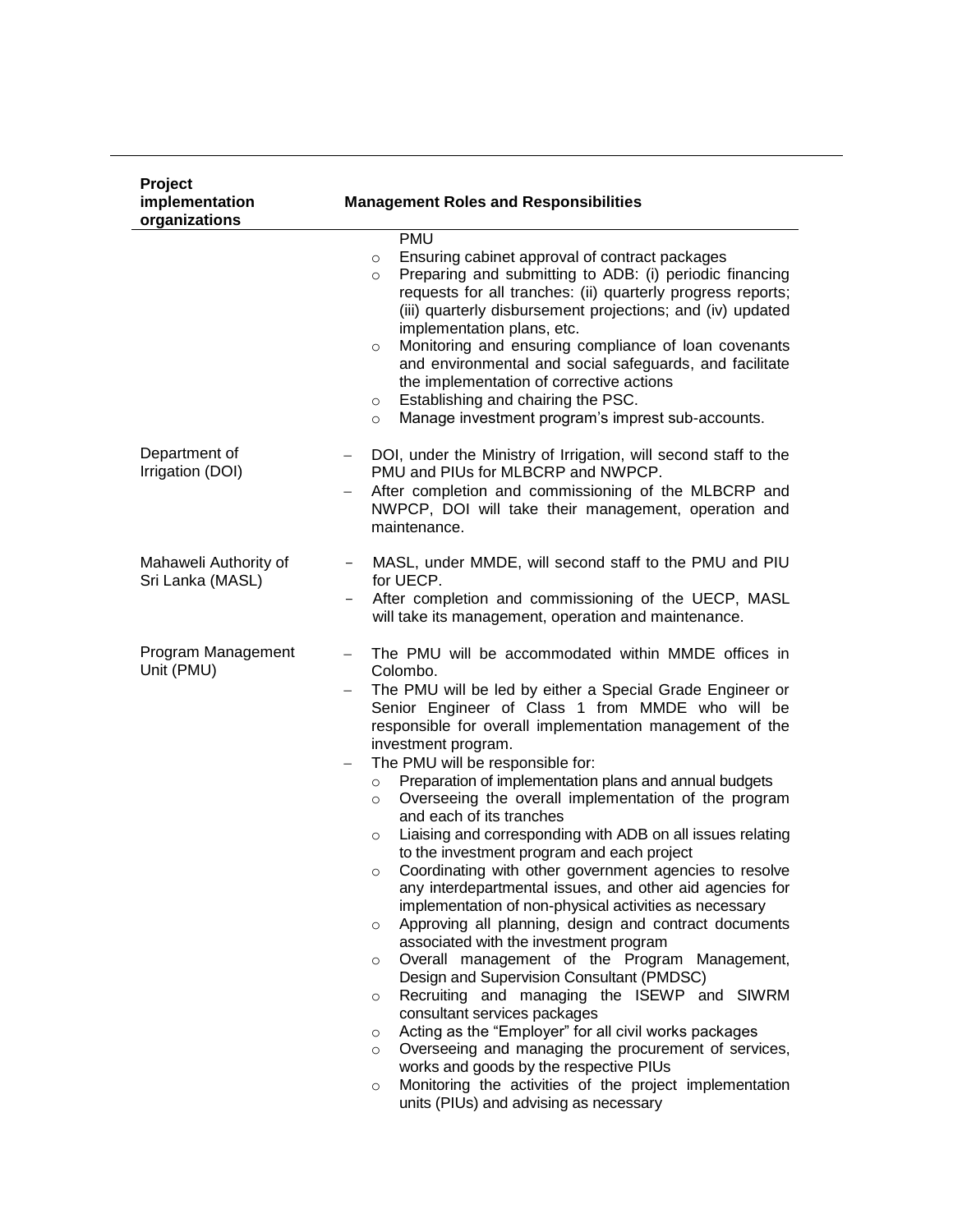| Project implementation organizations | Management Roles and Responsibilities |
|---|---|
| | PMU<br>○ Ensuring cabinet approval of contract packages<br>○ Preparing and submitting to ADB: (i) periodic financing requests for all tranches: (ii) quarterly progress reports; (iii) quarterly disbursement projections; and (iv) updated implementation plans, etc.<br>○ Monitoring and ensuring compliance of loan covenants and environmental and social safeguards, and facilitate the implementation of corrective actions<br>○ Establishing and chairing the PSC.<br>○ Manage investment program's imprest sub-accounts. |
| Department of Irrigation (DOI) | – DOI, under the Ministry of Irrigation, will second staff to the PMU and PIUs for MLBCRP and NWPCP.<br>– After completion and commissioning of the MLBCRP and NWPCP, DOI will take their management, operation and maintenance. |
| Mahaweli Authority of Sri Lanka (MASL) | – MASL, under MMDE, will second staff to the PMU and PIU for UECP.<br>– After completion and commissioning of the UECP, MASL will take its management, operation and maintenance. |
| Program Management Unit (PMU) | – The PMU will be accommodated within MMDE offices in Colombo.<br>– The PMU will be led by either a Special Grade Engineer or Senior Engineer of Class 1 from MMDE who will be responsible for overall implementation management of the investment program.<br>– The PMU will be responsible for:<br>○ Preparation of implementation plans and annual budgets<br>○ Overseeing the overall implementation of the program and each of its tranches<br>○ Liaising and corresponding with ADB on all issues relating to the investment program and each project<br>○ Coordinating with other government agencies to resolve any interdepartmental issues, and other aid agencies for implementation of non-physical activities as necessary<br>○ Approving all planning, design and contract documents associated with the investment program<br>○ Overall management of the Program Management, Design and Supervision Consultant (PMDSC)<br>○ Recruiting and managing the ISEWP and SIWRM consultant services packages<br>○ Acting as the "Employer" for all civil works packages<br>○ Overseeing and managing the procurement of services, works and goods by the respective PIUs<br>○ Monitoring the activities of the project implementation units (PIUs) and advising as necessary |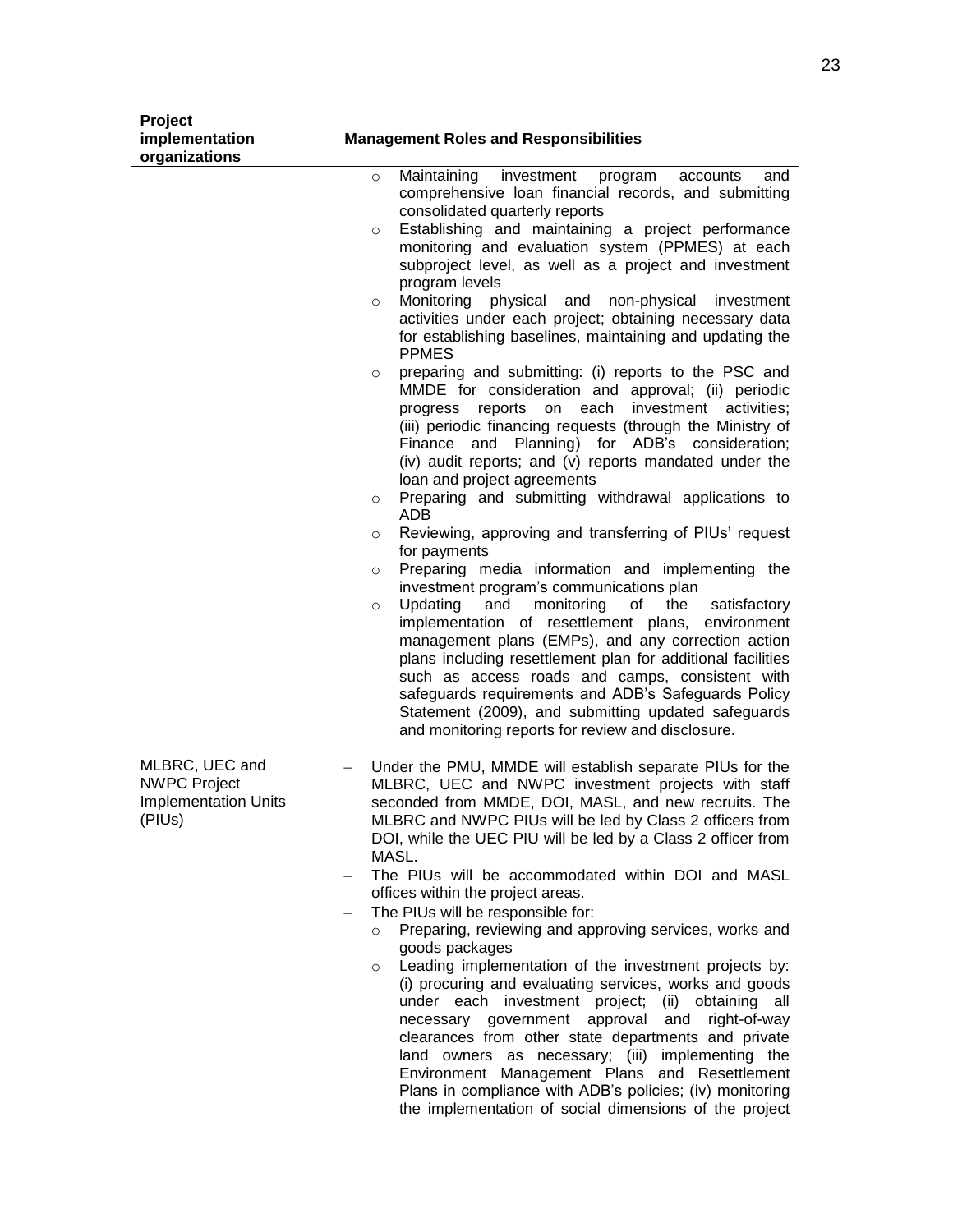| Project implementation organizations | Management Roles and Responsibilities |
|---|---|
| | ○ Maintaining investment program accounts and comprehensive loan financial records, and submitting consolidated quarterly reports<br>○ Establishing and maintaining a project performance monitoring and evaluation system (PPMES) at each subproject level, as well as a project and investment program levels<br>○ Monitoring physical and non-physical investment activities under each project; obtaining necessary data for establishing baselines, maintaining and updating the PPMES<br>○ preparing and submitting: (i) reports to the PSC and MMDE for consideration and approval; (ii) periodic progress reports on each investment activities; (iii) periodic financing requests (through the Ministry of Finance and Planning) for ADB's consideration; (iv) audit reports; and (v) reports mandated under the loan and project agreements<br>○ Preparing and submitting withdrawal applications to ADB<br>○ Reviewing, approving and transferring of PIUs' request for payments<br>○ Preparing media information and implementing the investment program's communications plan<br>○ Updating and monitoring of the satisfactory implementation of resettlement plans, environment management plans (EMPs), and any correction action plans including resettlement plan for additional facilities such as access roads and camps, consistent with safeguards requirements and ADB's Safeguards Policy Statement (2009), and submitting updated safeguards and monitoring reports for review and disclosure. |
| MLBRC, UEC and NWPC Project Implementation Units (PIUs) | – Under the PMU, MMDE will establish separate PIUs for the MLBRC, UEC and NWPC investment projects with staff seconded from MMDE, DOI, MASL, and new recruits. The MLBRC and NWPC PIUs will be led by Class 2 officers from DOI, while the UEC PIU will be led by a Class 2 officer from MASL.<br>– The PIUs will be accommodated within DOI and MASL offices within the project areas.<br>– The PIUs will be responsible for:<br>○ Preparing, reviewing and approving services, works and goods packages<br>○ Leading implementation of the investment projects by: (i) procuring and evaluating services, works and goods under each investment project; (ii) obtaining all necessary government approval and right-of-way clearances from other state departments and private land owners as necessary; (iii) implementing the Environment Management Plans and Resettlement Plans in compliance with ADB's policies; (iv) monitoring the implementation of social dimensions of the project |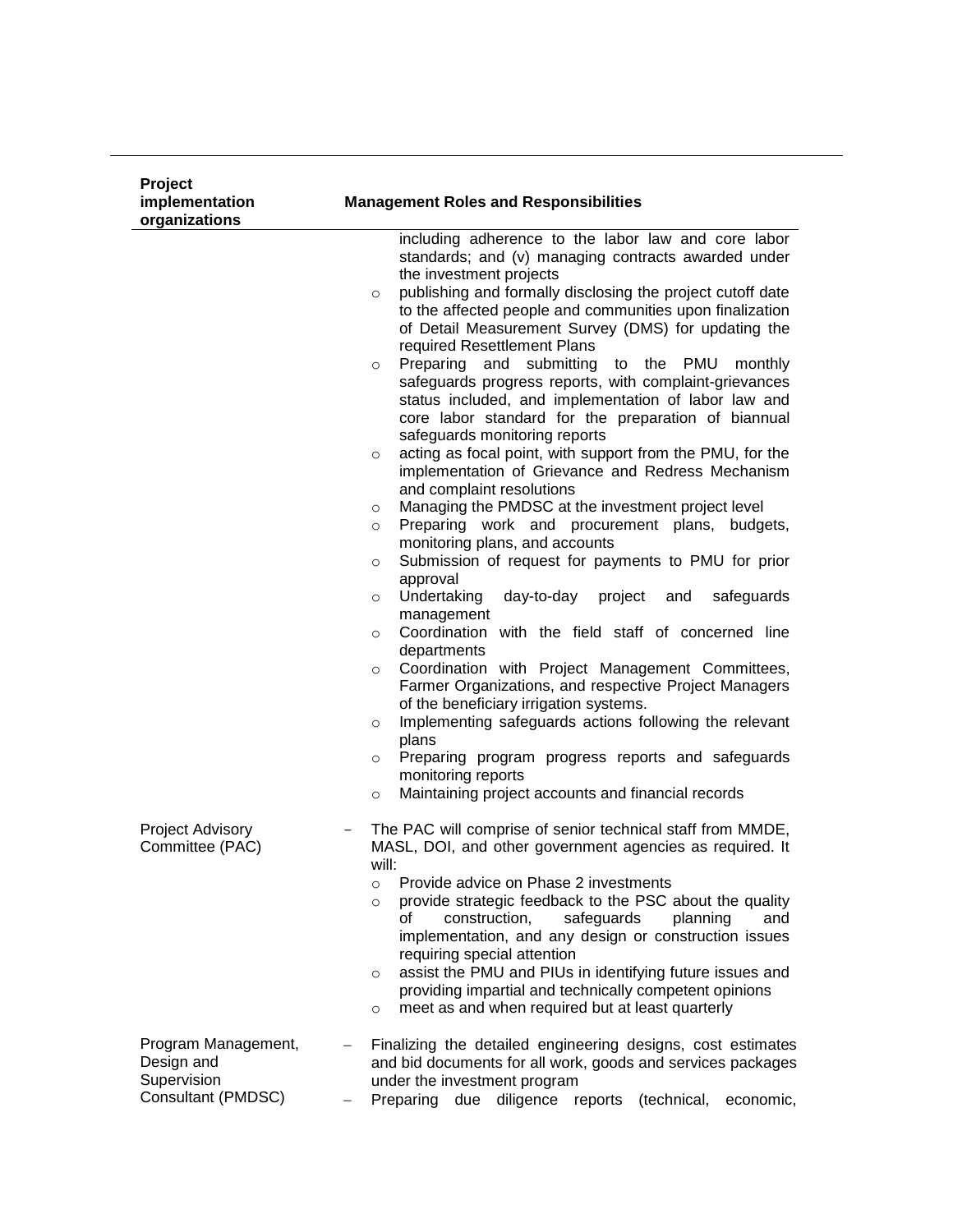| Project implementation organizations | Management Roles and Responsibilities |
|---|---|
| | including adherence to the labor law and core labor standards; and (v) managing contracts awarded under the investment projects<br>○ publishing and formally disclosing the project cutoff date to the affected people and communities upon finalization of Detail Measurement Survey (DMS) for updating the required Resettlement Plans<br>○ Preparing and submitting to the PMU monthly safeguards progress reports, with complaint-grievances status included, and implementation of labor law and core labor standard for the preparation of biannual safeguards monitoring reports<br>○ acting as focal point, with support from the PMU, for the implementation of Grievance and Redress Mechanism and complaint resolutions<br>○ Managing the PMDSC at the investment project level<br>○ Preparing work and procurement plans, budgets, monitoring plans, and accounts<br>○ Submission of request for payments to PMU for prior approval<br>○ Undertaking day-to-day project and safeguards management<br>○ Coordination with the field staff of concerned line departments<br>○ Coordination with Project Management Committees, Farmer Organizations, and respective Project Managers of the beneficiary irrigation systems.<br>○ Implementing safeguards actions following the relevant plans<br>○ Preparing program progress reports and safeguards monitoring reports<br>○ Maintaining project accounts and financial records |
| Project Advisory Committee (PAC) | – The PAC will comprise of senior technical staff from MMDE, MASL, DOI, and other government agencies as required. It will:<br>○ Provide advice on Phase 2 investments<br>○ provide strategic feedback to the PSC about the quality of construction, safeguards planning and implementation, and any design or construction issues requiring special attention<br>○ assist the PMU and PIUs in identifying future issues and providing impartial and technically competent opinions<br>○ meet as and when required but at least quarterly |
| Program Management, Design and Supervision Consultant (PMDSC) | – Finalizing the detailed engineering designs, cost estimates and bid documents for all work, goods and services packages under the investment program<br>– Preparing due diligence reports (technical, economic, |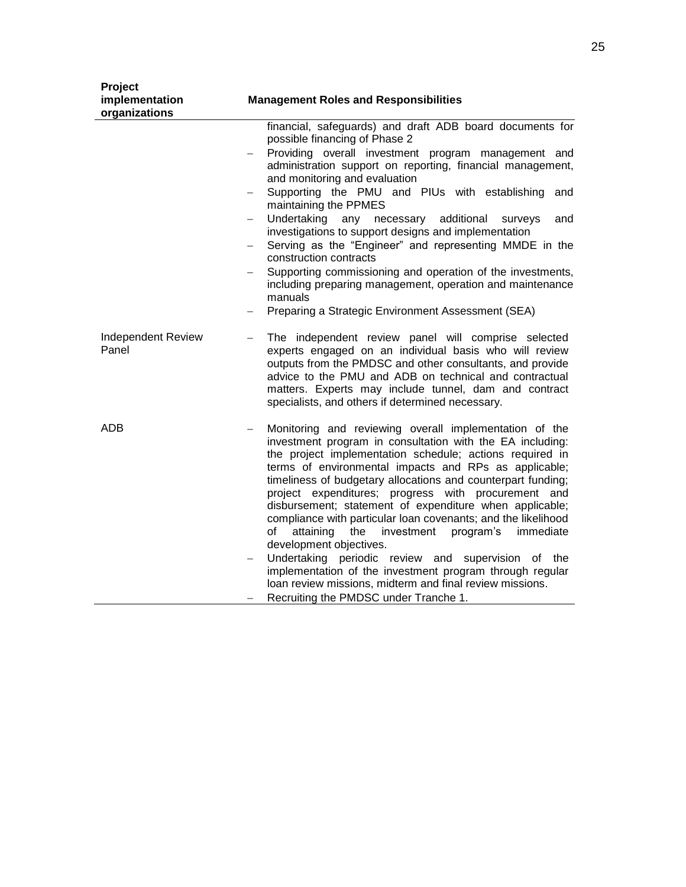| Project implementation organizations | Management Roles and Responsibilities |
|---|---|
| | financial, safeguards) and draft ADB board documents for possible financing of Phase 2<br>– Providing overall investment program management and administration support on reporting, financial management, and monitoring and evaluation<br>– Supporting the PMU and PIUs with establishing and maintaining the PPMES<br>– Undertaking any necessary additional surveys and investigations to support designs and implementation<br>– Serving as the "Engineer" and representing MMDE in the construction contracts<br>– Supporting commissioning and operation of the investments, including preparing management, operation and maintenance manuals<br>– Preparing a Strategic Environment Assessment (SEA) |
| Independent Review Panel | – The independent review panel will comprise selected experts engaged on an individual basis who will review outputs from the PMDSC and other consultants, and provide advice to the PMU and ADB on technical and contractual matters. Experts may include tunnel, dam and contract specialists, and others if determined necessary. |
| ADB | – Monitoring and reviewing overall implementation of the investment program in consultation with the EA including: the project implementation schedule; actions required in terms of environmental impacts and RPs as applicable; timeliness of budgetary allocations and counterpart funding; project expenditures; progress with procurement and disbursement; statement of expenditure when applicable; compliance with particular loan covenants; and the likelihood of attaining the investment program's immediate development objectives.<br>– Undertaking periodic review and supervision of the implementation of the investment program through regular loan review missions, midterm and final review missions.<br>– Recruiting the PMDSC under Tranche 1. |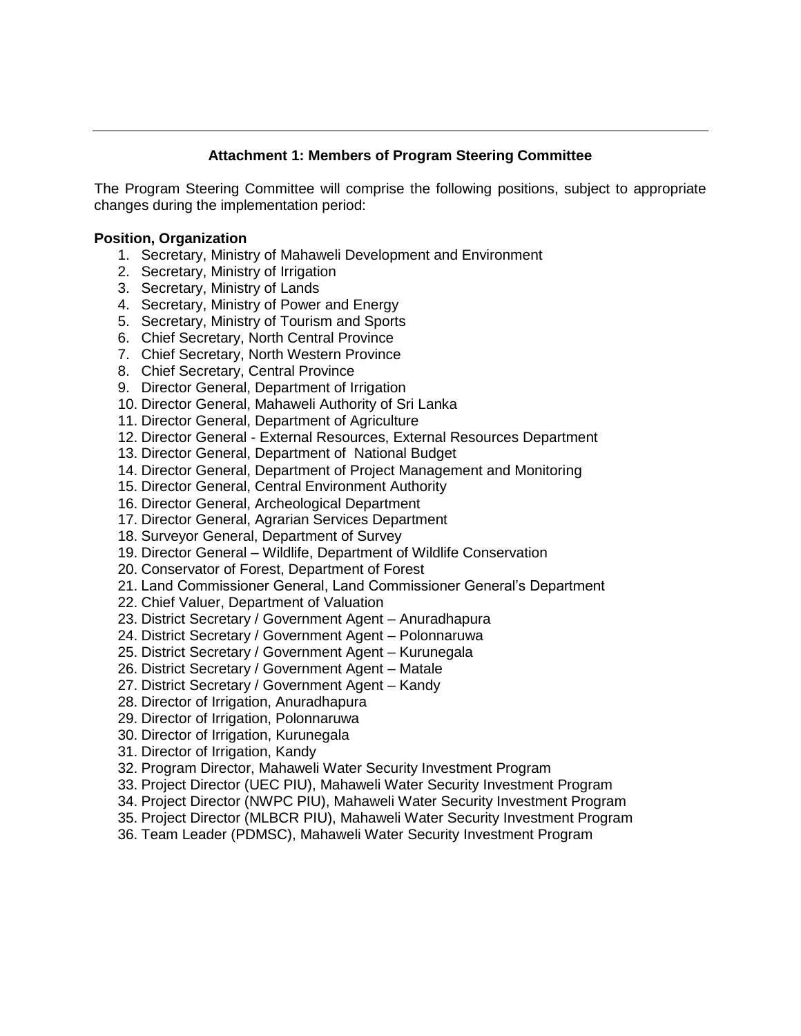## Attachment 1: Members of Program Steering Committee

The Program Steering Committee will comprise the following positions, subject to appropriate changes during the implementation period:

**Position, Organization**

1. Secretary, Ministry of Mahaweli Development and Environment
2. Secretary, Ministry of Irrigation
3. Secretary, Ministry of Lands
4. Secretary, Ministry of Power and Energy
5. Secretary, Ministry of Tourism and Sports
6. Chief Secretary, North Central Province
7. Chief Secretary, North Western Province
8. Chief Secretary, Central Province
9. Director General, Department of Irrigation
10. Director General, Mahaweli Authority of Sri Lanka
11. Director General, Department of Agriculture
12. Director General - External Resources, External Resources Department
13. Director General, Department of National Budget
14. Director General, Department of Project Management and Monitoring
15. Director General, Central Environment Authority
16. Director General, Archeological Department
17. Director General, Agrarian Services Department
18. Surveyor General, Department of Survey
19. Director General – Wildlife, Department of Wildlife Conservation
20. Conservator of Forest, Department of Forest
21. Land Commissioner General, Land Commissioner General's Department
22. Chief Valuer, Department of Valuation
23. District Secretary / Government Agent – Anuradhapura
24. District Secretary / Government Agent – Polonnaruwa
25. District Secretary / Government Agent – Kurunegala
26. District Secretary / Government Agent – Matale
27. District Secretary / Government Agent – Kandy
28. Director of Irrigation, Anuradhapura
29. Director of Irrigation, Polonnaruwa
30. Director of Irrigation, Kurunegala
31. Director of Irrigation, Kandy
32. Program Director, Mahaweli Water Security Investment Program
33. Project Director (UEC PIU), Mahaweli Water Security Investment Program
34. Project Director (NWPC PIU), Mahaweli Water Security Investment Program
35. Project Director (MLBCR PIU), Mahaweli Water Security Investment Program
36. Team Leader (PDMSC), Mahaweli Water Security Investment Program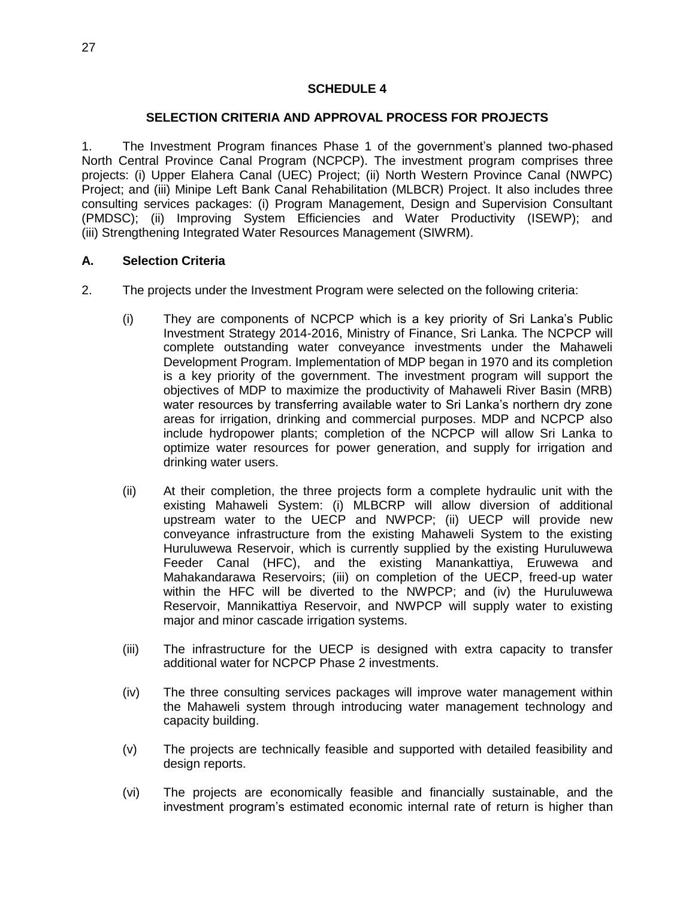## SCHEDULE 4

## SELECTION CRITERIA AND APPROVAL PROCESS FOR PROJECTS

1. The Investment Program finances Phase 1 of the government's planned two-phased North Central Province Canal Program (NCPCP). The investment program comprises three projects: (i) Upper Elahera Canal (UEC) Project; (ii) North Western Province Canal (NWPC) Project; and (iii) Minipe Left Bank Canal Rehabilitation (MLBCR) Project. It also includes three consulting services packages: (i) Program Management, Design and Supervision Consultant (PMDSC); (ii) Improving System Efficiencies and Water Productivity (ISEWP); and (iii) Strengthening Integrated Water Resources Management (SIWRM).

### A. Selection Criteria

2. The projects under the Investment Program were selected on the following criteria:

(i) They are components of NCPCP which is a key priority of Sri Lanka's Public Investment Strategy 2014-2016, Ministry of Finance, Sri Lanka. The NCPCP will complete outstanding water conveyance investments under the Mahaweli Development Program. Implementation of MDP began in 1970 and its completion is a key priority of the government. The investment program will support the objectives of MDP to maximize the productivity of Mahaweli River Basin (MRB) water resources by transferring available water to Sri Lanka's northern dry zone areas for irrigation, drinking and commercial purposes. MDP and NCPCP also include hydropower plants; completion of the NCPCP will allow Sri Lanka to optimize water resources for power generation, and supply for irrigation and drinking water users.

(ii) At their completion, the three projects form a complete hydraulic unit with the existing Mahaweli System: (i) MLBCRP will allow diversion of additional upstream water to the UECP and NWPCP; (ii) UECP will provide new conveyance infrastructure from the existing Mahaweli System to the existing Huruluwewa Reservoir, which is currently supplied by the existing Huruluwewa Feeder Canal (HFC), and the existing Manankattiya, Eruwewa and Mahakandarawa Reservoirs; (iii) on completion of the UECP, freed-up water within the HFC will be diverted to the NWPCP; and (iv) the Huruluwewa Reservoir, Mannikattiya Reservoir, and NWPCP will supply water to existing major and minor cascade irrigation systems.

(iii) The infrastructure for the UECP is designed with extra capacity to transfer additional water for NCPCP Phase 2 investments.

(iv) The three consulting services packages will improve water management within the Mahaweli system through introducing water management technology and capacity building.

(v) The projects are technically feasible and supported with detailed feasibility and design reports.

(vi) The projects are economically feasible and financially sustainable, and the investment program's estimated economic internal rate of return is higher than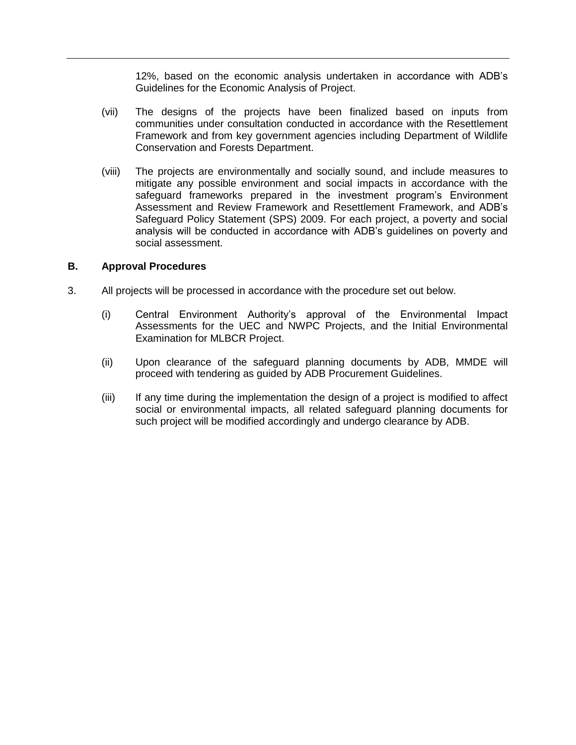12%, based on the economic analysis undertaken in accordance with ADB's Guidelines for the Economic Analysis of Project.

(vii) The designs of the projects have been finalized based on inputs from communities under consultation conducted in accordance with the Resettlement Framework and from key government agencies including Department of Wildlife Conservation and Forests Department.

(viii) The projects are environmentally and socially sound, and include measures to mitigate any possible environment and social impacts in accordance with the safeguard frameworks prepared in the investment program's Environment Assessment and Review Framework and Resettlement Framework, and ADB's Safeguard Policy Statement (SPS) 2009. For each project, a poverty and social analysis will be conducted in accordance with ADB's guidelines on poverty and social assessment.

### B. Approval Procedures

3. All projects will be processed in accordance with the procedure set out below.

(i) Central Environment Authority's approval of the Environmental Impact Assessments for the UEC and NWPC Projects, and the Initial Environmental Examination for MLBCR Project.

(ii) Upon clearance of the safeguard planning documents by ADB, MMDE will proceed with tendering as guided by ADB Procurement Guidelines.

(iii) If any time during the implementation the design of a project is modified to affect social or environmental impacts, all related safeguard planning documents for such project will be modified accordingly and undergo clearance by ADB.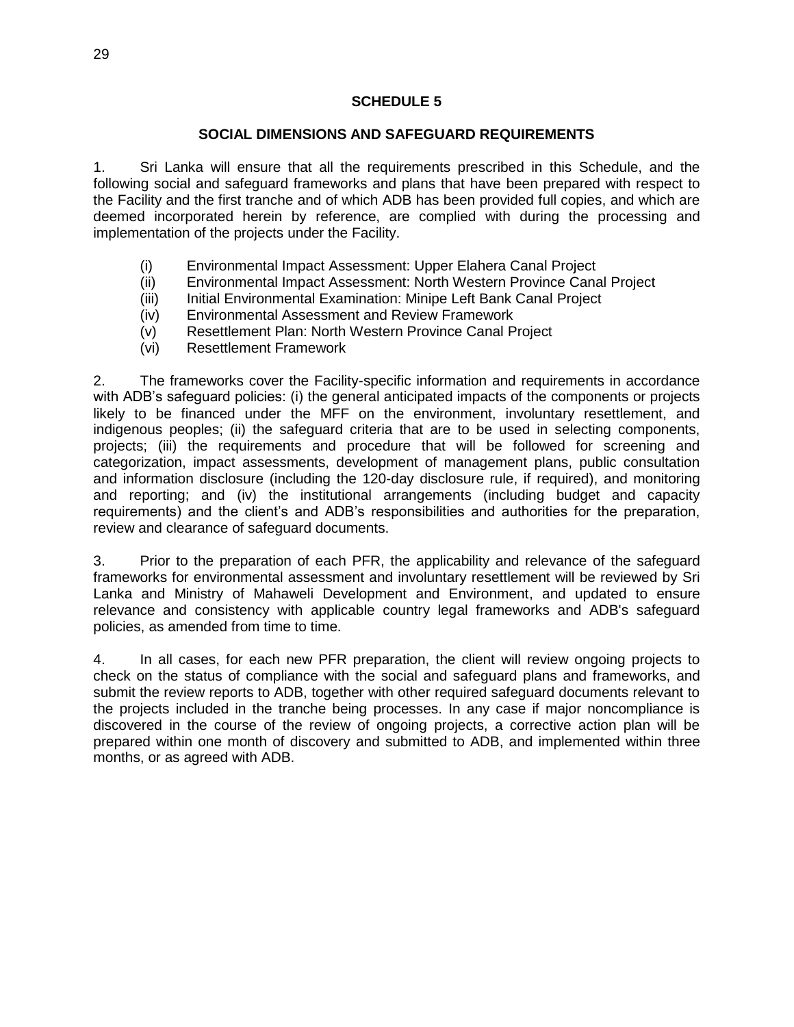## SCHEDULE 5

### SOCIAL DIMENSIONS AND SAFEGUARD REQUIREMENTS

1. Sri Lanka will ensure that all the requirements prescribed in this Schedule, and the following social and safeguard frameworks and plans that have been prepared with respect to the Facility and the first tranche and of which ADB has been provided full copies, and which are deemed incorporated herein by reference, are complied with during the processing and implementation of the projects under the Facility.

   (i) Environmental Impact Assessment: Upper Elahera Canal Project
   (ii) Environmental Impact Assessment: North Western Province Canal Project
   (iii) Initial Environmental Examination: Minipe Left Bank Canal Project
   (iv) Environmental Assessment and Review Framework
   (v) Resettlement Plan: North Western Province Canal Project
   (vi) Resettlement Framework

2. The frameworks cover the Facility-specific information and requirements in accordance with ADB's safeguard policies: (i) the general anticipated impacts of the components or projects likely to be financed under the MFF on the environment, involuntary resettlement, and indigenous peoples; (ii) the safeguard criteria that are to be used in selecting components, projects; (iii) the requirements and procedure that will be followed for screening and categorization, impact assessments, development of management plans, public consultation and information disclosure (including the 120-day disclosure rule, if required), and monitoring and reporting; and (iv) the institutional arrangements (including budget and capacity requirements) and the client's and ADB's responsibilities and authorities for the preparation, review and clearance of safeguard documents.

3. Prior to the preparation of each PFR, the applicability and relevance of the safeguard frameworks for environmental assessment and involuntary resettlement will be reviewed by Sri Lanka and Ministry of Mahaweli Development and Environment, and updated to ensure relevance and consistency with applicable country legal frameworks and ADB's safeguard policies, as amended from time to time.

4. In all cases, for each new PFR preparation, the client will review ongoing projects to check on the status of compliance with the social and safeguard plans and frameworks, and submit the review reports to ADB, together with other required safeguard documents relevant to the projects included in the tranche being processes. In any case if major noncompliance is discovered in the course of the review of ongoing projects, a corrective action plan will be prepared within one month of discovery and submitted to ADB, and implemented within three months, or as agreed with ADB.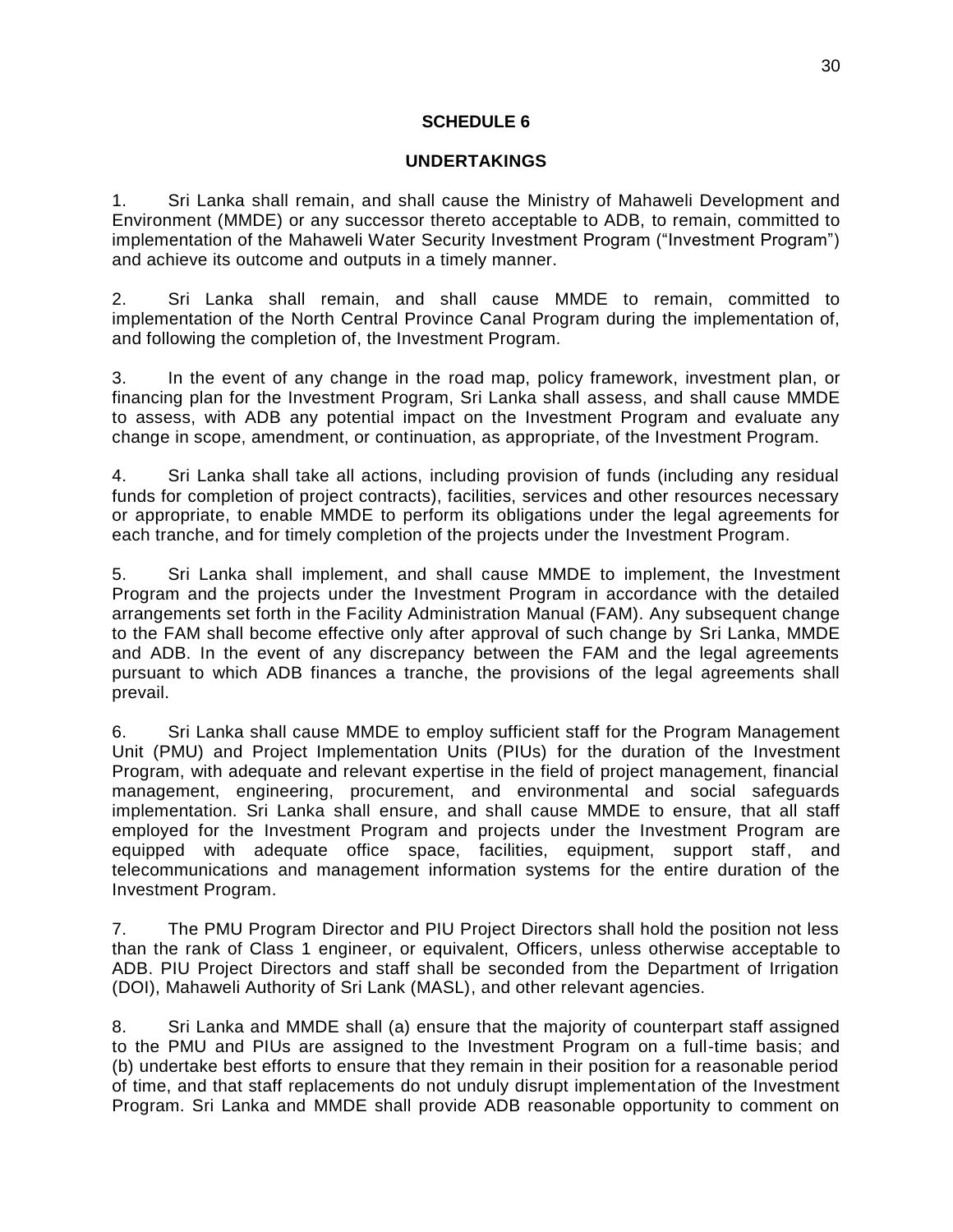## SCHEDULE 6

## UNDERTAKINGS

1. Sri Lanka shall remain, and shall cause the Ministry of Mahaweli Development and Environment (MMDE) or any successor thereto acceptable to ADB, to remain, committed to implementation of the Mahaweli Water Security Investment Program ("Investment Program") and achieve its outcome and outputs in a timely manner.

2. Sri Lanka shall remain, and shall cause MMDE to remain, committed to implementation of the North Central Province Canal Program during the implementation of, and following the completion of, the Investment Program.

3. In the event of any change in the road map, policy framework, investment plan, or financing plan for the Investment Program, Sri Lanka shall assess, and shall cause MMDE to assess, with ADB any potential impact on the Investment Program and evaluate any change in scope, amendment, or continuation, as appropriate, of the Investment Program.

4. Sri Lanka shall take all actions, including provision of funds (including any residual funds for completion of project contracts), facilities, services and other resources necessary or appropriate, to enable MMDE to perform its obligations under the legal agreements for each tranche, and for timely completion of the projects under the Investment Program.

5. Sri Lanka shall implement, and shall cause MMDE to implement, the Investment Program and the projects under the Investment Program in accordance with the detailed arrangements set forth in the Facility Administration Manual (FAM). Any subsequent change to the FAM shall become effective only after approval of such change by Sri Lanka, MMDE and ADB. In the event of any discrepancy between the FAM and the legal agreements pursuant to which ADB finances a tranche, the provisions of the legal agreements shall prevail.

6. Sri Lanka shall cause MMDE to employ sufficient staff for the Program Management Unit (PMU) and Project Implementation Units (PIUs) for the duration of the Investment Program, with adequate and relevant expertise in the field of project management, financial management, engineering, procurement, and environmental and social safeguards implementation. Sri Lanka shall ensure, and shall cause MMDE to ensure, that all staff employed for the Investment Program and projects under the Investment Program are equipped with adequate office space, facilities, equipment, support staff, and telecommunications and management information systems for the entire duration of the Investment Program.

7. The PMU Program Director and PIU Project Directors shall hold the position not less than the rank of Class 1 engineer, or equivalent, Officers, unless otherwise acceptable to ADB. PIU Project Directors and staff shall be seconded from the Department of Irrigation (DOI), Mahaweli Authority of Sri Lank (MASL), and other relevant agencies.

8. Sri Lanka and MMDE shall (a) ensure that the majority of counterpart staff assigned to the PMU and PIUs are assigned to the Investment Program on a full-time basis; and (b) undertake best efforts to ensure that they remain in their position for a reasonable period of time, and that staff replacements do not unduly disrupt implementation of the Investment Program. Sri Lanka and MMDE shall provide ADB reasonable opportunity to comment on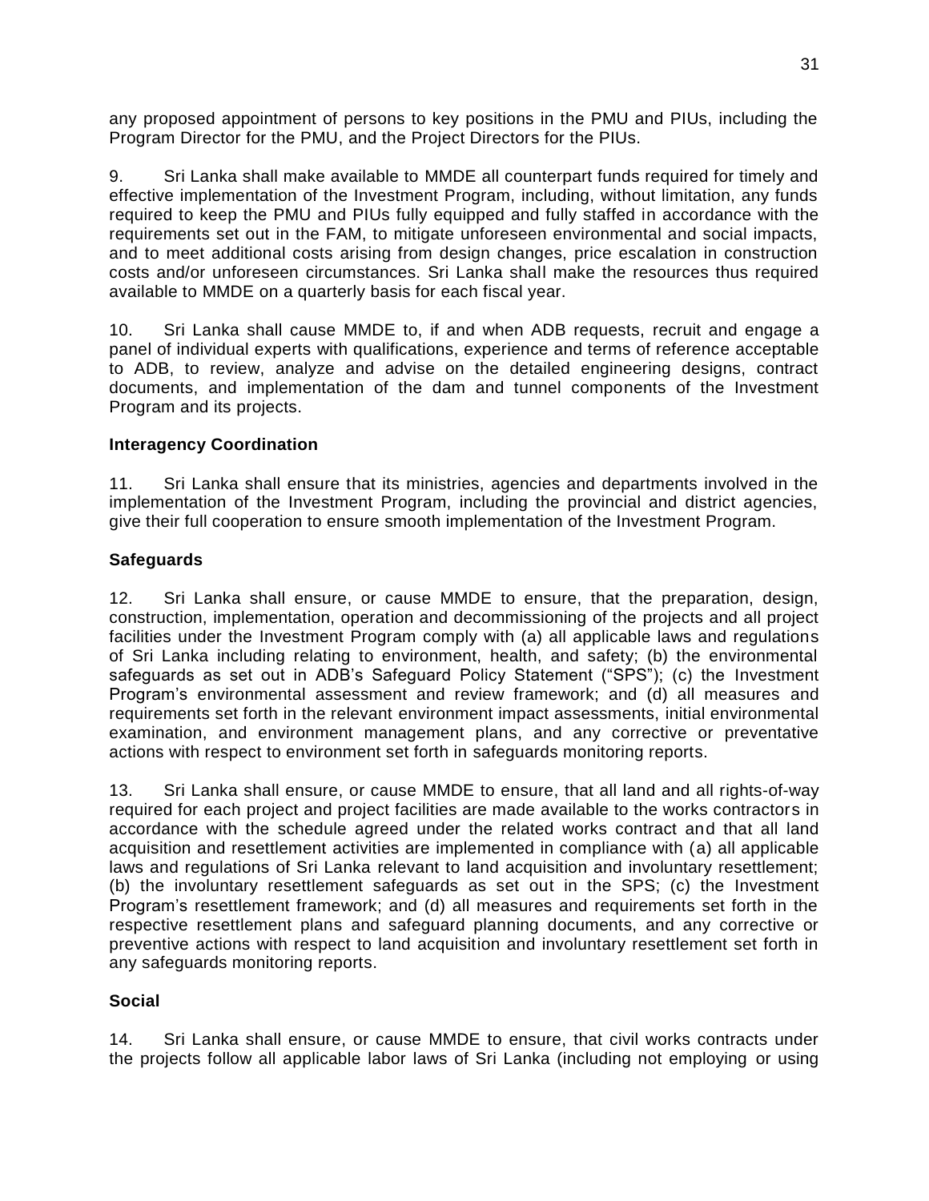any proposed appointment of persons to key positions in the PMU and PIUs, including the Program Director for the PMU, and the Project Directors for the PIUs.

9. Sri Lanka shall make available to MMDE all counterpart funds required for timely and effective implementation of the Investment Program, including, without limitation, any funds required to keep the PMU and PIUs fully equipped and fully staffed in accordance with the requirements set out in the FAM, to mitigate unforeseen environmental and social impacts, and to meet additional costs arising from design changes, price escalation in construction costs and/or unforeseen circumstances. Sri Lanka shall make the resources thus required available to MMDE on a quarterly basis for each fiscal year.

10. Sri Lanka shall cause MMDE to, if and when ADB requests, recruit and engage a panel of individual experts with qualifications, experience and terms of reference acceptable to ADB, to review, analyze and advise on the detailed engineering designs, contract documents, and implementation of the dam and tunnel components of the Investment Program and its projects.

**Interagency Coordination**

11. Sri Lanka shall ensure that its ministries, agencies and departments involved in the implementation of the Investment Program, including the provincial and district agencies, give their full cooperation to ensure smooth implementation of the Investment Program.

**Safeguards**

12. Sri Lanka shall ensure, or cause MMDE to ensure, that the preparation, design, construction, implementation, operation and decommissioning of the projects and all project facilities under the Investment Program comply with (a) all applicable laws and regulations of Sri Lanka including relating to environment, health, and safety; (b) the environmental safeguards as set out in ADB's Safeguard Policy Statement ("SPS"); (c) the Investment Program's environmental assessment and review framework; and (d) all measures and requirements set forth in the relevant environment impact assessments, initial environmental examination, and environment management plans, and any corrective or preventative actions with respect to environment set forth in safeguards monitoring reports.

13. Sri Lanka shall ensure, or cause MMDE to ensure, that all land and all rights-of-way required for each project and project facilities are made available to the works contractors in accordance with the schedule agreed under the related works contract and that all land acquisition and resettlement activities are implemented in compliance with (a) all applicable laws and regulations of Sri Lanka relevant to land acquisition and involuntary resettlement; (b) the involuntary resettlement safeguards as set out in the SPS; (c) the Investment Program's resettlement framework; and (d) all measures and requirements set forth in the respective resettlement plans and safeguard planning documents, and any corrective or preventive actions with respect to land acquisition and involuntary resettlement set forth in any safeguards monitoring reports.

**Social**

14. Sri Lanka shall ensure, or cause MMDE to ensure, that civil works contracts under the projects follow all applicable labor laws of Sri Lanka (including not employing or using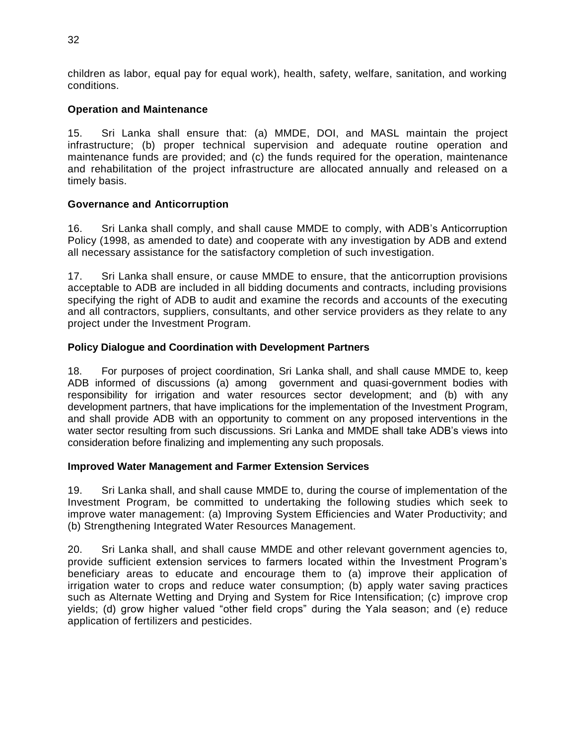children as labor, equal pay for equal work), health, safety, welfare, sanitation, and working conditions.

**Operation and Maintenance**

15. Sri Lanka shall ensure that: (a) MMDE, DOI, and MASL maintain the project infrastructure; (b) proper technical supervision and adequate routine operation and maintenance funds are provided; and (c) the funds required for the operation, maintenance and rehabilitation of the project infrastructure are allocated annually and released on a timely basis.

**Governance and Anticorruption**

16. Sri Lanka shall comply, and shall cause MMDE to comply, with ADB's Anticorruption Policy (1998, as amended to date) and cooperate with any investigation by ADB and extend all necessary assistance for the satisfactory completion of such investigation.

17. Sri Lanka shall ensure, or cause MMDE to ensure, that the anticorruption provisions acceptable to ADB are included in all bidding documents and contracts, including provisions specifying the right of ADB to audit and examine the records and accounts of the executing and all contractors, suppliers, consultants, and other service providers as they relate to any project under the Investment Program.

**Policy Dialogue and Coordination with Development Partners**

18. For purposes of project coordination, Sri Lanka shall, and shall cause MMDE to, keep ADB informed of discussions (a) among government and quasi-government bodies with responsibility for irrigation and water resources sector development; and (b) with any development partners, that have implications for the implementation of the Investment Program, and shall provide ADB with an opportunity to comment on any proposed interventions in the water sector resulting from such discussions. Sri Lanka and MMDE shall take ADB's views into consideration before finalizing and implementing any such proposals.

**Improved Water Management and Farmer Extension Services**

19. Sri Lanka shall, and shall cause MMDE to, during the course of implementation of the Investment Program, be committed to undertaking the following studies which seek to improve water management: (a) Improving System Efficiencies and Water Productivity; and (b) Strengthening Integrated Water Resources Management.

20. Sri Lanka shall, and shall cause MMDE and other relevant government agencies to, provide sufficient extension services to farmers located within the Investment Program's beneficiary areas to educate and encourage them to (a) improve their application of irrigation water to crops and reduce water consumption; (b) apply water saving practices such as Alternate Wetting and Drying and System for Rice Intensification; (c) improve crop yields; (d) grow higher valued "other field crops" during the Yala season; and (e) reduce application of fertilizers and pesticides.